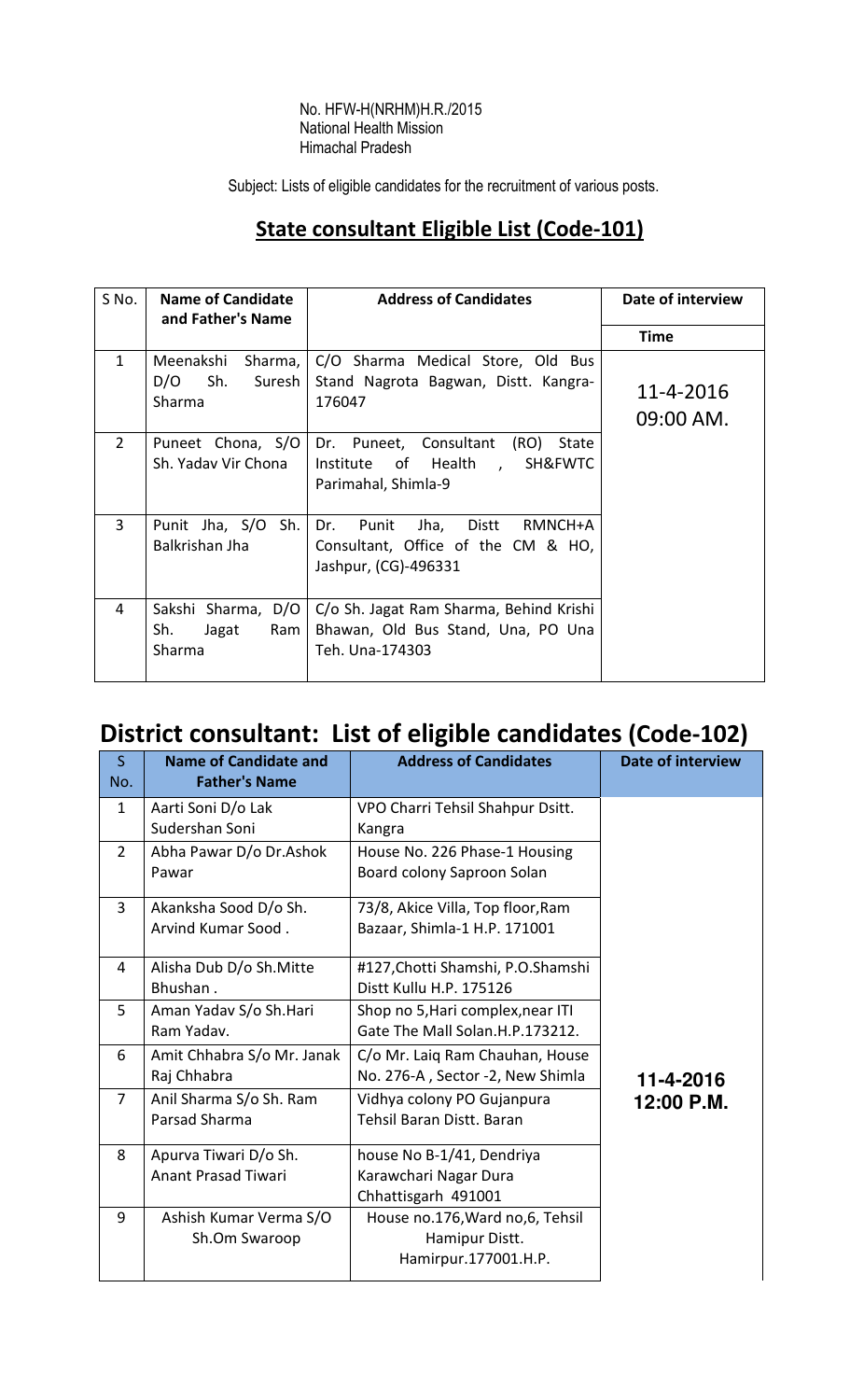No. HFW-H(NRHM)H.R./2015
National Health Mission
Himachal Pradesh

Subject: Lists of eligible candidates for the recruitment of various posts.

## State consultant Eligible List (Code-101)

| S No. | Name of Candidate and Father's Name | Address of Candidates | Date of interview Time |
|---|---|---|---|
| 1 | Meenakshi Sharma, D/O Sh. Suresh Sharma | C/O Sharma Medical Store, Old Bus Stand Nagrota Bagwan, Distt. Kangra-176047 | 11-4-2016 09:00 AM. |
| 2 | Puneet Chona, S/O Sh. Yadav Vir Chona | Dr. Puneet, Consultant (RO) State Institute of Health , SH&FWTC Parimahal, Shimla-9 | |
| 3 | Punit Jha, S/O Sh. Balkrishan Jha | Dr. Punit Jha, Distt RMNCH+A Consultant, Office of the CM & HO, Jashpur, (CG)-496331 | |
| 4 | Sakshi Sharma, D/O Sh. Jagat Ram Sharma | C/o Sh. Jagat Ram Sharma, Behind Krishi Bhawan, Old Bus Stand, Una, PO Una Teh. Una-174303 | |

## District consultant: List of eligible candidates (Code-102)

| S No. | Name of Candidate and Father's Name | Address of Candidates | Date of interview |
|---|---|---|---|
| 1 | Aarti Soni D/o Lak Sudershan Soni | VPO Charri Tehsil Shahpur Dsitt. Kangra | 11-4-2016 12:00 P.M. |
| 2 | Abha Pawar D/o Dr.Ashok Pawar | House No. 226 Phase-1 Housing Board colony Saproon Solan | |
| 3 | Akanksha Sood D/o Sh. Arvind Kumar Sood . | 73/8, Akice Villa, Top floor,Ram Bazaar, Shimla-1 H.P. 171001 | |
| 4 | Alisha Dub D/o Sh.Mitte Bhushan . | #127,Chotti Shamshi, P.O.Shamshi Distt Kullu H.P. 175126 | |
| 5 | Aman Yadav S/o Sh.Hari Ram Yadav. | Shop no 5,Hari complex,near ITI Gate The Mall Solan.H.P.173212. | |
| 6 | Amit Chhabra S/o Mr. Janak Raj Chhabra | C/o Mr. Laiq Ram Chauhan, House No. 276-A , Sector -2, New Shimla | |
| 7 | Anil Sharma S/o Sh. Ram Parsad Sharma | Vidhya colony PO Gujanpura Tehsil Baran Distt. Baran | |
| 8 | Apurva Tiwari D/o Sh. Anant Prasad Tiwari | house No B-1/41, Dendriya Karawchari Nagar Dura Chhattisgarh 491001 | |
| 9 | Ashish Kumar Verma S/O Sh.Om Swaroop | House no.176,Ward no,6, Tehsil Hamipur Distt. Hamirpur.177001.H.P. | |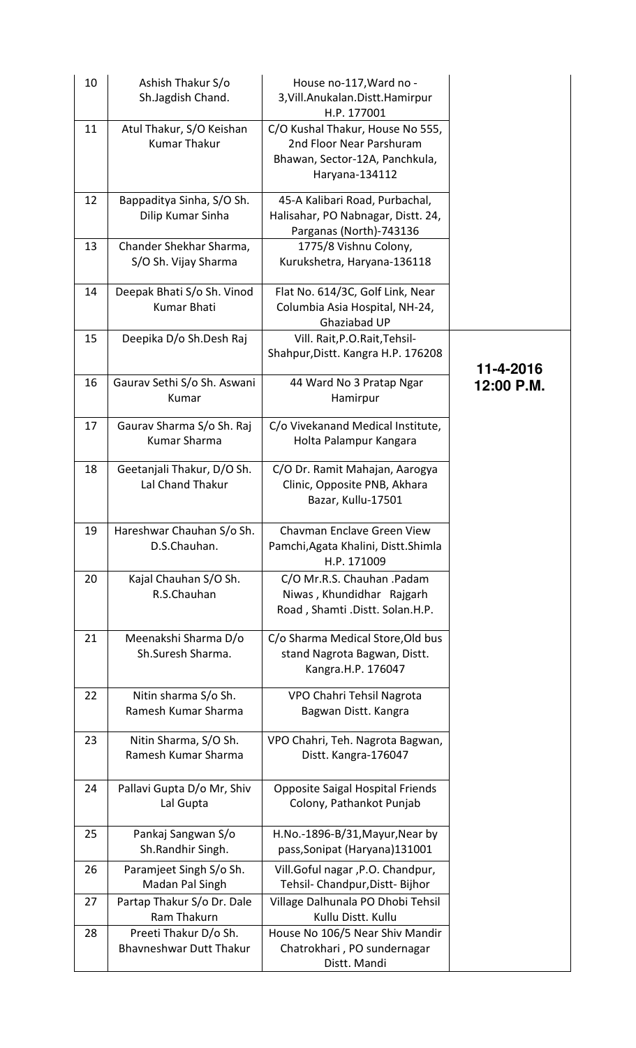| 10 | Ashish Thakur S/o Sh.Jagdish Chand. | House no-117,Ward no -3,Vill.Anukalan.Distt.Hamirpur H.P. 177001 | |
|---|---|---|---|
| 11 | Atul Thakur, S/O Keishan Kumar Thakur | C/O Kushal Thakur, House No 555, 2nd Floor Near Parshuram Bhawan, Sector-12A, Panchkula, Haryana-134112 | |
| 12 | Bappaditya Sinha, S/O Sh. Dilip Kumar Sinha | 45-A Kalibari Road, Purbachal, Halisahar, PO Nabnagar, Distt. 24, Parganas (North)-743136 | |
| 13 | Chander Shekhar Sharma, S/O Sh. Vijay Sharma | 1775/8 Vishnu Colony, Kurukshetra, Haryana-136118 | |
| 14 | Deepak Bhati S/o Sh. Vinod Kumar Bhati | Flat No. 614/3C, Golf Link, Near Columbia Asia Hospital, NH-24, Ghaziabad UP | |
| 15 | Deepika D/o Sh.Desh Raj | Vill. Rait,P.O.Rait,Tehsil-Shahpur,Distt. Kangra H.P. 176208 | **11-4-2016 12:00 P.M.** |
| 16 | Gaurav Sethi S/o Sh. Aswani Kumar | 44 Ward No 3 Pratap Ngar Hamirpur | |
| 17 | Gaurav Sharma S/o Sh. Raj Kumar Sharma | C/o Vivekanand Medical Institute, Holta Palampur Kangara | |
| 18 | Geetanjali Thakur, D/O Sh. Lal Chand Thakur | C/O Dr. Ramit Mahajan, Aarogya Clinic, Opposite PNB, Akhara Bazar, Kullu-17501 | |
| 19 | Hareshwar Chauhan S/o Sh. D.S.Chauhan. | Chavman Enclave Green View Pamchi,Agata Khalini, Distt.Shimla H.P. 171009 | |
| 20 | Kajal Chauhan S/O Sh. R.S.Chauhan | C/O Mr.R.S. Chauhan .Padam Niwas , Khundidhar Rajgarh Road , Shamti .Distt. Solan.H.P. | |
| 21 | Meenakshi Sharma D/o Sh.Suresh Sharma. | C/o Sharma Medical Store,Old bus stand Nagrota Bagwan, Distt. Kangra.H.P. 176047 | |
| 22 | Nitin sharma S/o Sh. Ramesh Kumar Sharma | VPO Chahri Tehsil Nagrota Bagwan Distt. Kangra | |
| 23 | Nitin Sharma, S/O Sh. Ramesh Kumar Sharma | VPO Chahri, Teh. Nagrota Bagwan, Distt. Kangra-176047 | |
| 24 | Pallavi Gupta D/o Mr, Shiv Lal Gupta | Opposite Saigal Hospital Friends Colony, Pathankot Punjab | |
| 25 | Pankaj Sangwan S/o Sh.Randhir Singh. | H.No.-1896-B/31,Mayur,Near by pass,Sonipat (Haryana)131001 | |
| 26 | Paramjeet Singh S/o Sh. Madan Pal Singh | Vill.Goful nagar ,P.O. Chandpur, Tehsil- Chandpur,Distt- Bijhor | |
| 27 | Partap Thakur S/o Dr. Dale Ram Thakurn | Village Dalhunala PO Dhobi Tehsil Kullu Distt. Kullu | |
| 28 | Preeti Thakur D/o Sh. Bhavneshwar Dutt Thakur | House No 106/5 Near Shiv Mandir Chatrokhari , PO sundernagar Distt. Mandi | |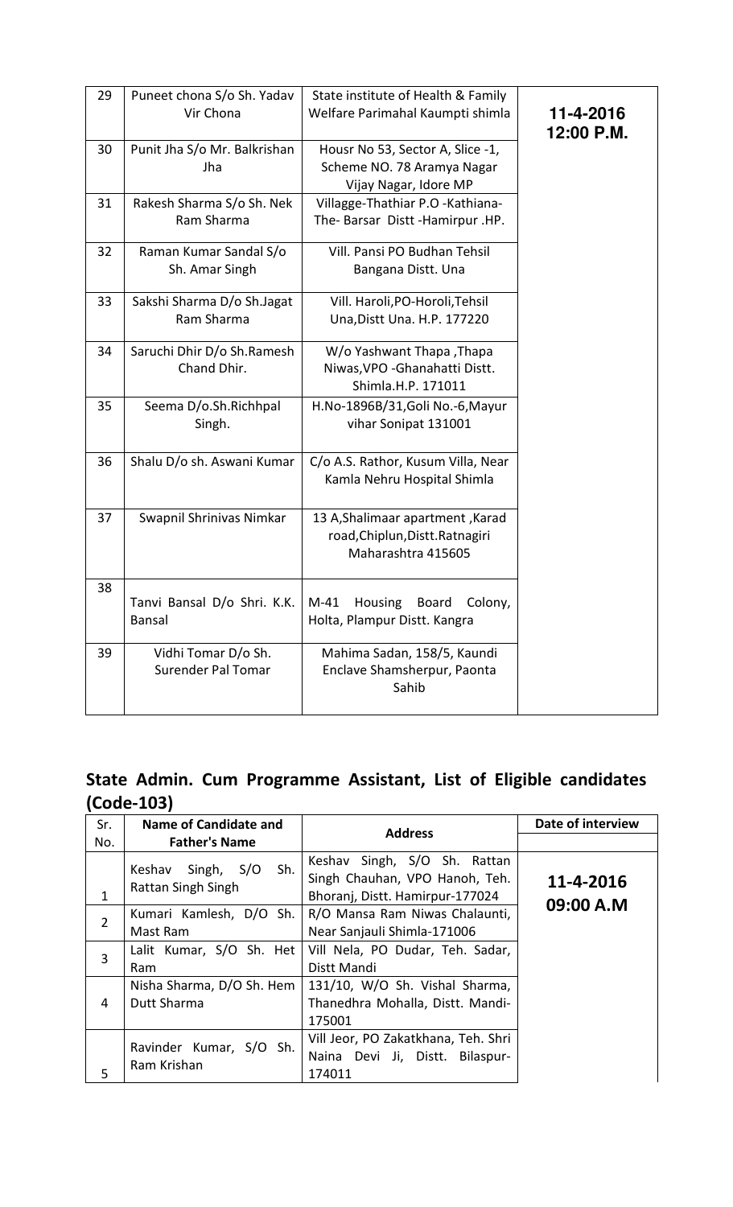| 29 | Puneet chona S/o Sh. Yadav Vir Chona | State institute of Health & Family Welfare Parimahal Kaumpti shimla | **11-4-2016 12:00 P.M.** |
|---|---|---|---|
| 30 | Punit Jha S/o Mr. Balkrishan Jha | Housr No 53, Sector A, Slice -1, Scheme NO. 78 Aramya Nagar Vijay Nagar, Idore MP | |
| 31 | Rakesh Sharma S/o Sh. Nek Ram Sharma | Villagge-Thathiar P.O -Kathiana- The- Barsar Distt -Hamirpur .HP. | |
| 32 | Raman Kumar Sandal S/o Sh. Amar Singh | Vill. Pansi PO Budhan Tehsil Bangana Distt. Una | |
| 33 | Sakshi Sharma D/o Sh.Jagat Ram Sharma | Vill. Haroli,PO-Horoli,Tehsil Una,Distt Una. H.P. 177220 | |
| 34 | Saruchi Dhir D/o Sh.Ramesh Chand Dhir. | W/o Yashwant Thapa ,Thapa Niwas,VPO -Ghanahatti Distt. Shimla.H.P. 171011 | |
| 35 | Seema D/o.Sh.Richhpal Singh. | H.No-1896B/31,Goli No.-6,Mayur vihar Sonipat 131001 | |
| 36 | Shalu D/o sh. Aswani Kumar | C/o A.S. Rathor, Kusum Villa, Near Kamla Nehru Hospital Shimla | |
| 37 | Swapnil Shrinivas Nimkar | 13 A,Shalimaar apartment ,Karad road,Chiplun,Distt.Ratnagiri Maharashtra 415605 | |
| 38 | Tanvi Bansal D/o Shri. K.K. Bansal | M-41 Housing Board Colony, Holta, Plampur Distt. Kangra | |
| 39 | Vidhi Tomar D/o Sh. Surender Pal Tomar | Mahima Sadan, 158/5, Kaundi Enclave Shamsherpur, Paonta Sahib | |

## State Admin. Cum Programme Assistant, List of Eligible candidates (Code-103)

| Sr. No. | Name of Candidate and Father's Name | Address | Date of interview |
|---|---|---|---|
| 1 | Keshav Singh, S/O Sh. Rattan Singh Singh | Keshav Singh, S/O Sh. Rattan Singh Chauhan, VPO Hanoh, Teh. Bhoranj, Distt. Hamirpur-177024 | **11-4-2016 09:00 A.M** |
| 2 | Kumari Kamlesh, D/O Sh. Mast Ram | R/O Mansa Ram Niwas Chalaunti, Near Sanjauli Shimla-171006 | |
| 3 | Lalit Kumar, S/O Sh. Het Ram | Vill Nela, PO Dudar, Teh. Sadar, Distt Mandi | |
| 4 | Nisha Sharma, D/O Sh. Hem Dutt Sharma | 131/10, W/O Sh. Vishal Sharma, Thanedhra Mohalla, Distt. Mandi-175001 | |
| 5 | Ravinder Kumar, S/O Sh. Ram Krishan | Vill Jeor, PO Zakatkhana, Teh. Shri Naina Devi Ji, Distt. Bilaspur-174011 | |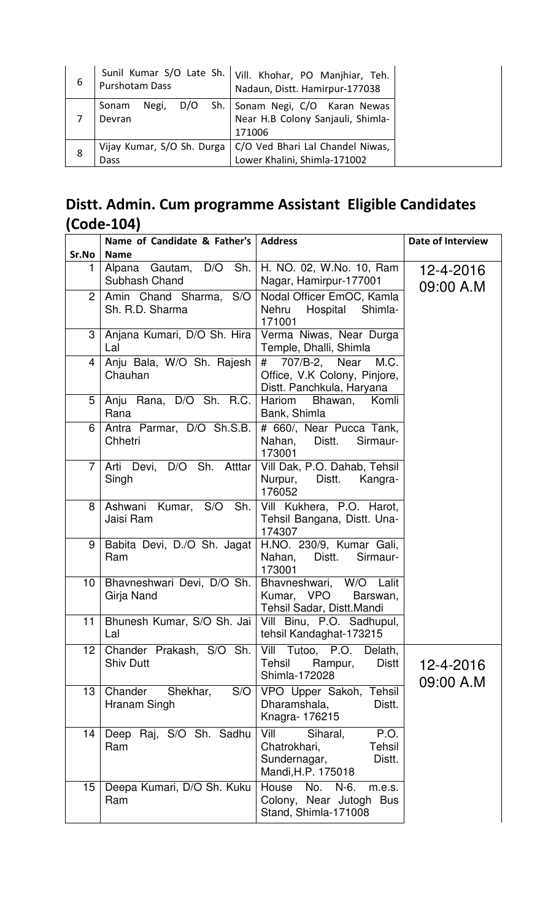| 6 | Sunil Kumar S/O Late Sh. Purshotam Dass | Vill. Khohar, PO Manjhiar, Teh. Nadaun, Distt. Hamirpur-177038 | |
|---|---|---|---|
| 7 | Sonam Negi, D/O Sh. Devran | Sonam Negi, C/O Karan Newas Near H.B Colony Sanjauli, Shimla-171006 | |
| 8 | Vijay Kumar, S/O Sh. Durga Dass | C/O Ved Bhari Lal Chandel Niwas, Lower Khalini, Shimla-171002 | |

## Distt. Admin. Cum programme Assistant Eligible Candidates (Code-104)

| Sr.No | Name of Candidate & Father's Name | Address | Date of Interview |
|---|---|---|---|
| 1 | Alpana Gautam, D/O Sh. Subhash Chand | H. NO. 02, W.No. 10, Ram Nagar, Hamirpur-177001 | 12-4-2016 09:00 A.M |
| 2 | Amin Chand Sharma, S/O Sh. R.D. Sharma | Nodal Officer EmOC, Kamla Nehru Hospital Shimla-171001 | |
| 3 | Anjana Kumari, D/O Sh. Hira Lal | Verma Niwas, Near Durga Temple, Dhalli, Shimla | |
| 4 | Anju Bala, W/O Sh. Rajesh Chauhan | # 707/B-2, Near M.C. Office, V.K Colony, Pinjore, Distt. Panchkula, Haryana | |
| 5 | Anju Rana, D/O Sh. R.C. Rana | Hariom Bhawan, Komli Bank, Shimla | |
| 6 | Antra Parmar, D/O Sh.S.B. Chhetri | # 660/, Near Pucca Tank, Nahan, Distt. Sirmaur-173001 | |
| 7 | Arti Devi, D/O Sh. Atttar Singh | Vill Dak, P.O. Dahab, Tehsil Nurpur, Distt. Kangra-176052 | |
| 8 | Ashwani Kumar, S/O Sh. Jaisi Ram | Vill Kukhera, P.O. Harot, Tehsil Bangana, Distt. Una-174307 | |
| 9 | Babita Devi, D./O Sh. Jagat Ram | H.NO. 230/9, Kumar Gali, Nahan, Distt. Sirmaur-173001 | |
| 10 | Bhavneshwari Devi, D/O Sh. Girja Nand | Bhavneshwari, W/O Lalit Kumar, VPO Barswan, Tehsil Sadar, Distt.Mandi | |
| 11 | Bhunesh Kumar, S/O Sh. Jai Lal | Vill Binu, P.O. Sadhupul, tehsil Kandaghat-173215 | |
| 12 | Chander Prakash, S/O Sh. Shiv Dutt | Vill Tutoo, P.O. Delath, Tehsil Rampur, Distt Shimla-172028 | 12-4-2016 09:00 A.M |
| 13 | Chander Shekhar, S/O Hranam Singh | VPO Upper Sakoh, Tehsil Dharamshala, Distt. Knagra- 176215 | |
| 14 | Deep Raj, S/O Sh. Sadhu Ram | Vill Siharal, P.O. Chatrokhari, Tehsil Sundernagar, Distt. Mandi,H.P. 175018 | |
| 15 | Deepa Kumari, D/O Sh. Kuku Ram | House No. N-6. m.e.s. Colony, Near Jutogh Bus Stand, Shimla-171008 | |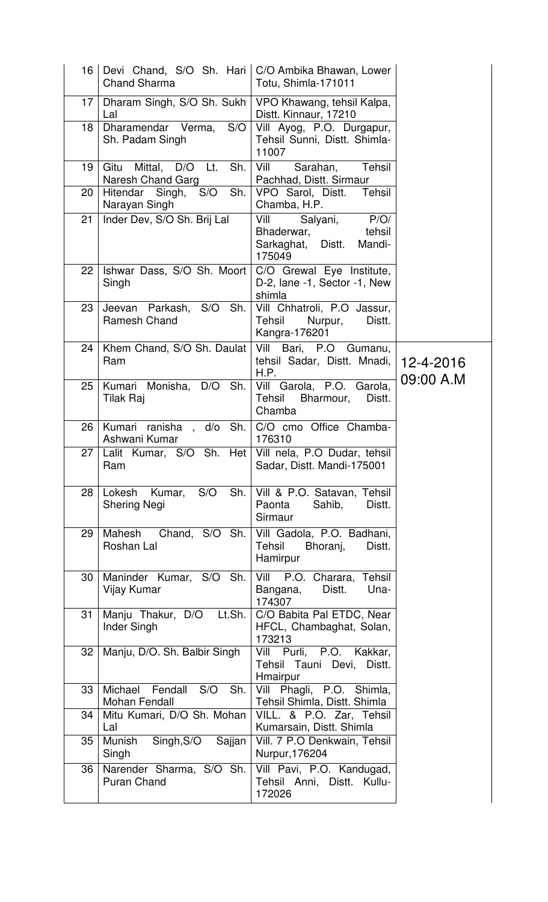| 16 | Devi Chand, S/O Sh. Hari Chand Sharma | C/O Ambika Bhawan, Lower Totu, Shimla-171011 | |
|---|---|---|---|
| 17 | Dharam Singh, S/O Sh. Sukh Lal | VPO Khawang, tehsil Kalpa, Distt. Kinnaur, 17210 | |
| 18 | Dharamendar Verma, S/O Sh. Padam Singh | Vill Ayog, P.O. Durgapur, Tehsil Sunni, Distt. Shimla-11007 | |
| 19 | Gitu Mittal, D/O Lt. Sh. Naresh Chand Garg | Vill Sarahan, Tehsil Pachhad, Distt. Sirmaur | |
| 20 | Hitendar Singh, S/O Sh. Narayan Singh | VPO Sarol, Distt. Tehsil Chamba, H.P. | |
| 21 | Inder Dev, S/O Sh. Brij Lal | Vill Salyani, P/O/ Bhaderwar, tehsil Sarkaghat, Distt. Mandi-175049 | |
| 22 | Ishwar Dass, S/O Sh. Moort Singh | C/O Grewal Eye Institute, D-2, lane -1, Sector -1, New shimla | |
| 23 | Jeevan Parkash, S/O Sh. Ramesh Chand | Vill Chhatroli, P.O Jassur, Tehsil Nurpur, Distt. Kangra-176201 | |
| 24 | Khem Chand, S/O Sh. Daulat Ram | Vill Bari, P.O Gumanu, tehsil Sadar, Distt. Mnadi, H.P. | 12-4-2016 09:00 A.M |
| 25 | Kumari Monisha, D/O Sh. Tilak Raj | Vill Garola, P.O. Garola, Tehsil Bharmour, Distt. Chamba | |
| 26 | Kumari ranisha , d/o Sh. Ashwani Kumar | C/O cmo Office Chamba-176310 | |
| 27 | Lalit Kumar, S/O Sh. Het Ram | Vill nela, P.O Dudar, tehsil Sadar, Distt. Mandi-175001 | |
| 28 | Lokesh Kumar, S/O Sh. Shering Negi | Vill & P.O. Satavan, Tehsil Paonta Sahib, Distt. Sirmaur | |
| 29 | Mahesh Chand, S/O Sh. Roshan Lal | Vill Gadola, P.O. Badhani, Tehsil Bhoranj, Distt. Hamirpur | |
| 30 | Maninder Kumar, S/O Sh. Vijay Kumar | Vill P.O. Charara, Tehsil Bangana, Distt. Una-174307 | |
| 31 | Manju Thakur, D/O Lt.Sh. Inder Singh | C/O Babita Pal ETDC, Near HFCL, Chambaghat, Solan, 173213 | |
| 32 | Manju, D/O. Sh. Balbir Singh | Vill Purli, P.O. Kakkar, Tehsil Tauni Devi, Distt. Hmairpur | |
| 33 | Michael Fendall S/O Sh. Mohan Fendall | Vill Phagli, P.O. Shimla, Tehsil Shimla, Distt. Shimla | |
| 34 | Mitu Kumari, D/O Sh. Mohan Lal | VILL. & P.O. Zar, Tehsil Kumarsain, Distt. Shimla | |
| 35 | Munish Singh,S/O Sajjan Singh | Vill. 7 P.O Denkwain, Tehsil Nurpur,176204 | |
| 36 | Narender Sharma, S/O Sh. Puran Chand | Vill Pavi, P.O. Kandugad, Tehsil Anni, Distt. Kullu-172026 | |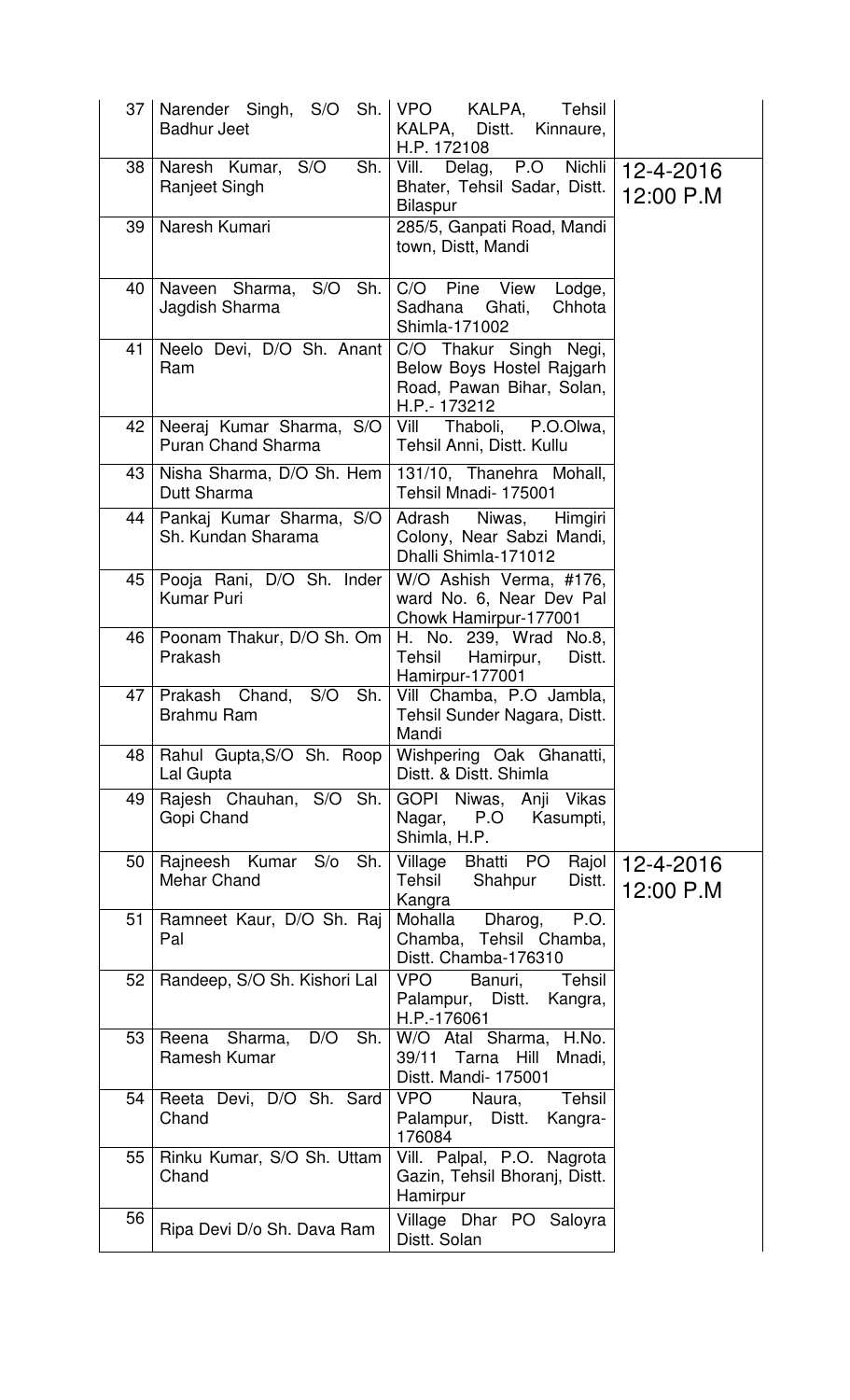| 37 | Narender Singh, S/O Sh. Badhur Jeet | VPO KALPA, Tehsil KALPA, Distt. Kinnaure, H.P. 172108 | |
|---|---|---|---|
| 38 | Naresh Kumar, S/O Sh. Ranjeet Singh | Vill. Delag, P.O Nichli Bhater, Tehsil Sadar, Distt. Bilaspur | 12-4-2016 12:00 P.M |
| 39 | Naresh Kumari | 285/5, Ganpati Road, Mandi town, Distt, Mandi | |
| 40 | Naveen Sharma, S/O Sh. Jagdish Sharma | C/O Pine View Lodge, Sadhana Ghati, Chhota Shimla-171002 | |
| 41 | Neelo Devi, D/O Sh. Anant Ram | C/O Thakur Singh Negi, Below Boys Hostel Rajgarh Road, Pawan Bihar, Solan, H.P.- 173212 | |
| 42 | Neeraj Kumar Sharma, S/O Puran Chand Sharma | Vill Thaboli, P.O.Olwa, Tehsil Anni, Distt. Kullu | |
| 43 | Nisha Sharma, D/O Sh. Hem Dutt Sharma | 131/10, Thanehra Mohall, Tehsil Mnadi- 175001 | |
| 44 | Pankaj Kumar Sharma, S/O Sh. Kundan Sharama | Adrash Niwas, Himgiri Colony, Near Sabzi Mandi, Dhalli Shimla-171012 | |
| 45 | Pooja Rani, D/O Sh. Inder Kumar Puri | W/O Ashish Verma, #176, ward No. 6, Near Dev Pal Chowk Hamirpur-177001 | |
| 46 | Poonam Thakur, D/O Sh. Om Prakash | H. No. 239, Wrad No.8, Tehsil Hamirpur, Distt. Hamirpur-177001 | |
| 47 | Prakash Chand, S/O Sh. Brahmu Ram | Vill Chamba, P.O Jambla, Tehsil Sunder Nagara, Distt. Mandi | |
| 48 | Rahul Gupta,S/O Sh. Roop Lal Gupta | Wishpering Oak Ghanatti, Distt. & Distt. Shimla | |
| 49 | Rajesh Chauhan, S/O Sh. Gopi Chand | GOPI Niwas, Anji Vikas Nagar, P.O Kasumpti, Shimla, H.P. | |
| 50 | Rajneesh Kumar S/o Sh. Mehar Chand | Village Bhatti PO Rajol Tehsil Shahpur Distt. Kangra | 12-4-2016 12:00 P.M |
| 51 | Ramneet Kaur, D/O Sh. Raj Pal | Mohalla Dharog, P.O. Chamba, Tehsil Chamba, Distt. Chamba-176310 | |
| 52 | Randeep, S/O Sh. Kishori Lal | VPO Banuri, Tehsil Palampur, Distt. Kangra, H.P.-176061 | |
| 53 | Reena Sharma, D/O Sh. Ramesh Kumar | W/O Atal Sharma, H.No. 39/11 Tarna Hill Mnadi, Distt. Mandi- 175001 | |
| 54 | Reeta Devi, D/O Sh. Sard Chand | VPO Naura, Tehsil Palampur, Distt. Kangra-176084 | |
| 55 | Rinku Kumar, S/O Sh. Uttam Chand | Vill. Palpal, P.O. Nagrota Gazin, Tehsil Bhoranj, Distt. Hamirpur | |
| 56 | Ripa Devi D/o Sh. Dava Ram | Village Dhar PO Saloyra Distt. Solan | |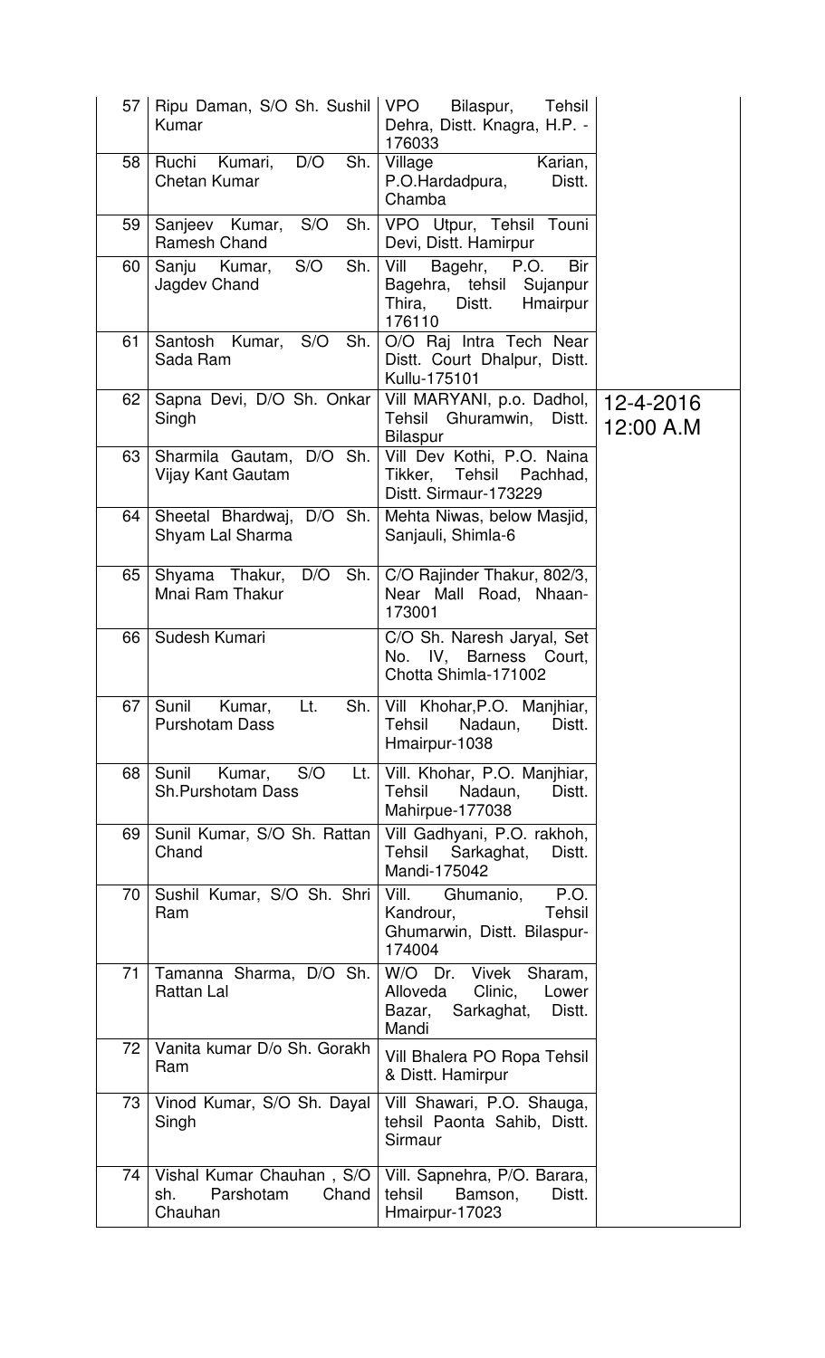| | | | |
|---|---|---|---|
| 57 | Ripu Daman, S/O Sh. Sushil Kumar | VPO Bilaspur, Tehsil Dehra, Distt. Knagra, H.P. - 176033 | |
| 58 | Ruchi Kumari, D/O Sh. Chetan Kumar | Village Karian, P.O.Hardadpura, Distt. Chamba | |
| 59 | Sanjeev Kumar, S/O Sh. Ramesh Chand | VPO Utpur, Tehsil Touni Devi, Distt. Hamirpur | |
| 60 | Sanju Kumar, S/O Sh. Jagdev Chand | Vill Bagehr, P.O. Bir Bagehra, tehsil Sujanpur Thira, Distt. Hmairpur 176110 | |
| 61 | Santosh Kumar, S/O Sh. Sada Ram | O/O Raj Intra Tech Near Distt. Court Dhalpur, Distt. Kullu-175101 | |
| 62 | Sapna Devi, D/O Sh. Onkar Singh | Vill MARYANI, p.o. Dadhol, Tehsil Ghuramwin, Distt. Bilaspur | 12-4-2016 12:00 A.M |
| 63 | Sharmila Gautam, D/O Sh. Vijay Kant Gautam | Vill Dev Kothi, P.O. Naina Tikker, Tehsil Pachhad, Distt. Sirmaur-173229 | |
| 64 | Sheetal Bhardwaj, D/O Sh. Shyam Lal Sharma | Mehta Niwas, below Masjid, Sanjauli, Shimla-6 | |
| 65 | Shyama Thakur, D/O Sh. Mnai Ram Thakur | C/O Rajinder Thakur, 802/3, Near Mall Road, Nhaan-173001 | |
| 66 | Sudesh Kumari | C/O Sh. Naresh Jaryal, Set No. IV, Barness Court, Chotta Shimla-171002 | |
| 67 | Sunil Kumar, Lt. Sh. Purshotam Dass | Vill Khohar,P.O. Manjhiar, Tehsil Nadaun, Distt. Hmairpur-1038 | |
| 68 | Sunil Kumar, S/O Lt. Sh.Purshotam Dass | Vill. Khohar, P.O. Manjhiar, Tehsil Nadaun, Distt. Mahirpue-177038 | |
| 69 | Sunil Kumar, S/O Sh. Rattan Chand | Vill Gadhyani, P.O. rakhoh, Tehsil Sarkaghat, Distt. Mandi-175042 | |
| 70 | Sushil Kumar, S/O Sh. Shri Ram | Vill. Ghumanio, P.O. Kandrour, Tehsil Ghumarwin, Distt. Bilaspur-174004 | |
| 71 | Tamanna Sharma, D/O Sh. Rattan Lal | W/O Dr. Vivek Sharam, Alloveda Clinic, Lower Bazar, Sarkaghat, Distt. Mandi | |
| 72 | Vanita kumar D/o Sh. Gorakh Ram | Vill Bhalera PO Ropa Tehsil & Distt. Hamirpur | |
| 73 | Vinod Kumar, S/O Sh. Dayal Singh | Vill Shawari, P.O. Shauga, tehsil Paonta Sahib, Distt. Sirmaur | |
| 74 | Vishal Kumar Chauhan , S/O sh. Parshotam Chand Chauhan | Vill. Sapnehra, P/O. Barara, tehsil Bamson, Distt. Hmairpur-17023 | |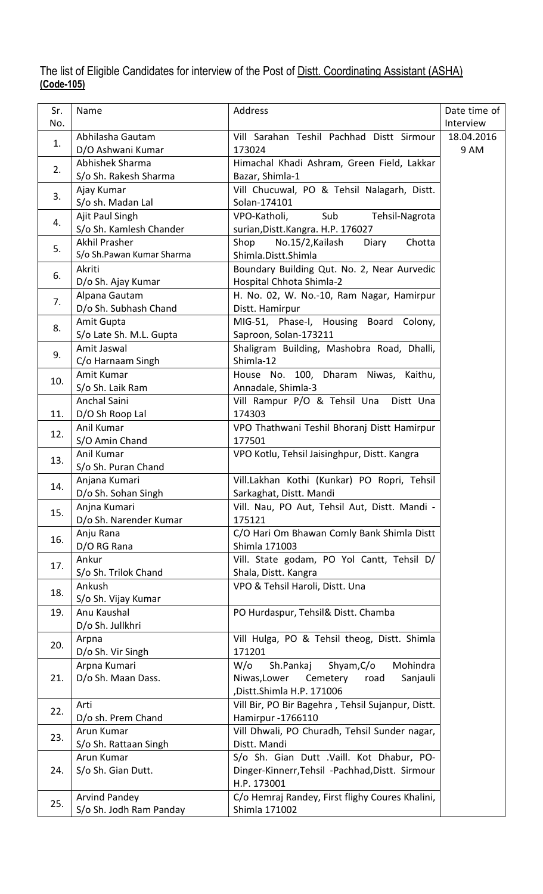The list of Eligible Candidates for interview of the Post of Distt. Coordinating Assistant (ASHA) **(Code-105)**

| Sr. No. | Name | Address | Date time of Interview |
|---|---|---|---|
| 1. | Abhilasha Gautam D/O Ashwani Kumar | Vill Sarahan Teshil Pachhad Distt Sirmour 173024 | 18.04.2016 9 AM |
| 2. | Abhishek Sharma S/o Sh. Rakesh Sharma | Himachal Khadi Ashram, Green Field, Lakkar Bazar, Shimla-1 | |
| 3. | Ajay Kumar S/o sh. Madan Lal | Vill Chucuwal, PO & Tehsil Nalagarh, Distt. Solan-174101 | |
| 4. | Ajit Paul Singh S/o Sh. Kamlesh Chander | VPO-Katholi, Sub Tehsil-Nagrota surian,Distt.Kangra. H.P. 176027 | |
| 5. | Akhil Prasher S/o Sh.Pawan Kumar Sharma | Shop No.15/2,Kailash Diary Chotta Shimla.Distt.Shimla | |
| 6. | Akriti D/o Sh. Ajay Kumar | Boundary Building Qut. No. 2, Near Aurvedic Hospital Chhota Shimla-2 | |
| 7. | Alpana Gautam D/o Sh. Subhash Chand | H. No. 02, W. No.-10, Ram Nagar, Hamirpur Distt. Hamirpur | |
| 8. | Amit Gupta S/o Late Sh. M.L. Gupta | MIG-51, Phase-I, Housing Board Colony, Saproon, Solan-173211 | |
| 9. | Amit Jaswal C/o Harnaam Singh | Shaligram Building, Mashobra Road, Dhalli, Shimla-12 | |
| 10. | Amit Kumar S/o Sh. Laik Ram | House No. 100, Dharam Niwas, Kaithu, Annadale, Shimla-3 | |
| 11. | Anchal Saini D/O Sh Roop Lal | Vill Rampur P/O & Tehsil Una Distt Una 174303 | |
| 12. | Anil Kumar S/O Amin Chand | VPO Thathwani Teshil Bhoranj Distt Hamirpur 177501 | |
| 13. | Anil Kumar S/o Sh. Puran Chand | VPO Kotlu, Tehsil Jaisinghpur, Distt. Kangra | |
| 14. | Anjana Kumari D/o Sh. Sohan Singh | Vill.Lakhan Kothi (Kunkar) PO Ropri, Tehsil Sarkaghat, Distt. Mandi | |
| 15. | Anjna Kumari D/o Sh. Narender Kumar | Vill. Nau, PO Aut, Tehsil Aut, Distt. Mandi - 175121 | |
| 16. | Anju Rana D/O RG Rana | C/O Hari Om Bhawan Comly Bank Shimla Distt Shimla 171003 | |
| 17. | Ankur S/o Sh. Trilok Chand | Vill. State godam, PO Yol Cantt, Tehsil D/ Shala, Distt. Kangra | |
| 18. | Ankush S/o Sh. Vijay Kumar | VPO & Tehsil Haroli, Distt. Una | |
| 19. | Anu Kaushal D/o Sh. Jullkhri | PO Hurdaspur, Tehsil& Distt. Chamba | |
| 20. | Arpna D/o Sh. Vir Singh | Vill Hulga, PO & Tehsil theog, Distt. Shimla 171201 | |
| 21. | Arpna Kumari D/o Sh. Maan Dass. | W/o Sh.Pankaj Shyam,C/o Mohindra Niwas,Lower Cemetery road Sanjauli ,Distt.Shimla H.P. 171006 | |
| 22. | Arti D/o sh. Prem Chand | Vill Bir, PO Bir Bagehra , Tehsil Sujanpur, Distt. Hamirpur -1766110 | |
| 23. | Arun Kumar S/o Sh. Rattaan Singh | Vill Dhwali, PO Churadh, Tehsil Sunder nagar, Distt. Mandi | |
| 24. | Arun Kumar S/o Sh. Gian Dutt. | S/o Sh. Gian Dutt .Vaill. Kot Dhabur, PO- Dinger-Kinnerr,Tehsil -Pachhad,Distt. Sirmour H.P. 173001 | |
| 25. | Arvind Pandey S/o Sh. Jodh Ram Panday | C/o Hemraj Randey, First flighy Coures Khalini, Shimla 171002 | |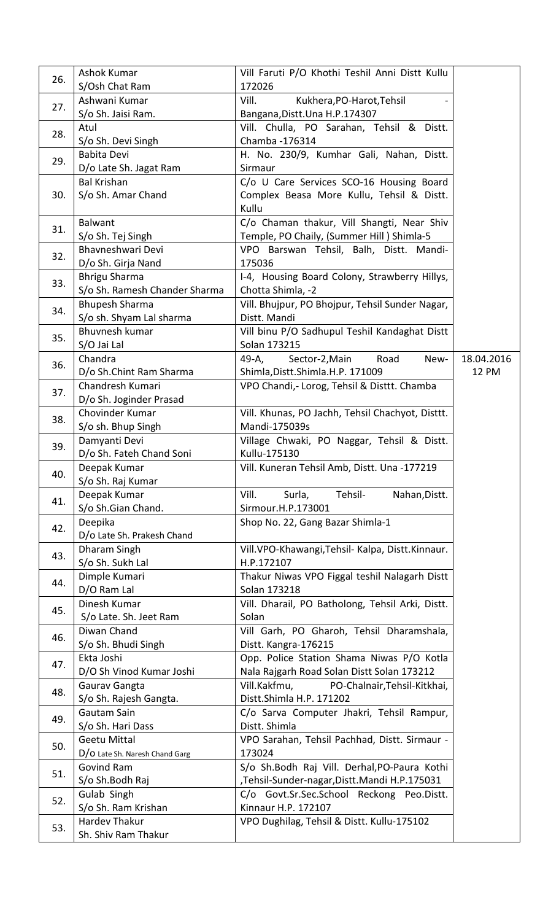| | | | |
|---|---|---|---|
| 26. | Ashok Kumar<br>S/Osh Chat Ram | Vill Faruti P/O Khothi Teshil Anni Distt Kullu 172026 | |
| 27. | Ashwani Kumar<br>S/o Sh. Jaisi Ram. | Vill. Kukhera,PO-Harot,Tehsil - Bangana,Distt.Una H.P.174307 | |
| 28. | Atul<br>S/o Sh. Devi Singh | Vill. Chulla, PO Sarahan, Tehsil & Distt. Chamba -176314 | |
| 29. | Babita Devi<br>D/o Late Sh. Jagat Ram | H. No. 230/9, Kumhar Gali, Nahan, Distt. Sirmaur | |
| 30. | Bal Krishan<br>S/o Sh. Amar Chand | C/o U Care Services SCO-16 Housing Board Complex Beasa More Kullu, Tehsil & Distt. Kullu | |
| 31. | Balwant<br>S/o Sh. Tej Singh | C/o Chaman thakur, Vill Shangti, Near Shiv Temple, PO Chaily, (Summer Hill ) Shimla-5 | |
| 32. | Bhavneshwari Devi<br>D/o Sh. Girja Nand | VPO Barswan Tehsil, Balh, Distt. Mandi-175036 | |
| 33. | Bhrigu Sharma<br>S/o Sh. Ramesh Chander Sharma | I-4, Housing Board Colony, Strawberry Hillys, Chotta Shimla, -2 | |
| 34. | Bhupesh Sharma<br>S/o sh. Shyam Lal sharma | Vill. Bhujpur, PO Bhojpur, Tehsil Sunder Nagar, Distt. Mandi | |
| 35. | Bhuvnesh kumar<br>S/O Jai Lal | Vill binu P/O Sadhupul Teshil Kandaghat Distt Solan 173215 | |
| 36. | Chandra<br>D/o Sh.Chint Ram Sharma | 49-A, Sector-2,Main Road New-Shimla,Distt.Shimla.H.P. 171009 | 18.04.2016<br>12 PM |
| 37. | Chandresh Kumari<br>D/o Sh. Joginder Prasad | VPO Chandi,- Lorog, Tehsil & Disttt. Chamba | |
| 38. | Chovinder Kumar<br>S/o sh. Bhup Singh | Vill. Khunas, PO Jachh, Tehsil Chachyot, Disttt. Mandi-175039s | |
| 39. | Damyanti Devi<br>D/o Sh. Fateh Chand Soni | Village Chwaki, PO Naggar, Tehsil & Distt. Kullu-175130 | |
| 40. | Deepak Kumar<br>S/o Sh. Raj Kumar | Vill. Kuneran Tehsil Amb, Distt. Una -177219 | |
| 41. | Deepak Kumar<br>S/o Sh.Gian Chand. | Vill. Surla, Tehsil- Nahan,Distt. Sirmour.H.P.173001 | |
| 42. | Deepika<br>D/o Late Sh. Prakesh Chand | Shop No. 22, Gang Bazar Shimla-1 | |
| 43. | Dharam Singh<br>S/o Sh. Sukh Lal | Vill.VPO-Khawangi,Tehsil- Kalpa, Distt.Kinnaur. H.P.172107 | |
| 44. | Dimple Kumari<br>D/O Ram Lal | Thakur Niwas VPO Figgal teshil Nalagarh Distt Solan 173218 | |
| 45. | Dinesh Kumar<br>S/o Late. Sh. Jeet Ram | Vill. Dharail, PO Batholong, Tehsil Arki, Distt. Solan | |
| 46. | Diwan Chand<br>S/o Sh. Bhudi Singh | Vill Garh, PO Gharoh, Tehsil Dharamshala, Distt. Kangra-176215 | |
| 47. | Ekta Joshi<br>D/O Sh Vinod Kumar Joshi | Opp. Police Station Shama Niwas P/O Kotla Nala Rajgarh Road Solan Distt Solan 173212 | |
| 48. | Gaurav Gangta<br>S/o Sh. Rajesh Gangta. | Vill.Kakfmu, PO-Chalnair,Tehsil-Kitkhai, Distt.Shimla H.P. 171202 | |
| 49. | Gautam Sain<br>S/o Sh. Hari Dass | C/o Sarva Computer Jhakri, Tehsil Rampur, Distt. Shimla | |
| 50. | Geetu Mittal<br>D/o Late Sh. Naresh Chand Garg | VPO Sarahan, Tehsil Pachhad, Distt. Sirmaur - 173024 | |
| 51. | Govind Ram<br>S/o Sh.Bodh Raj | S/o Sh.Bodh Raj Vill. Derhal,PO-Paura Kothi ,Tehsil-Sunder-nagar,Distt.Mandi H.P.175031 | |
| 52. | Gulab Singh<br>S/o Sh. Ram Krishan | C/o Govt.Sr.Sec.School Reckong Peo.Distt. Kinnaur H.P. 172107 | |
| 53. | Hardev Thakur<br>Sh. Shiv Ram Thakur | VPO Dughilag, Tehsil & Distt. Kullu-175102 | |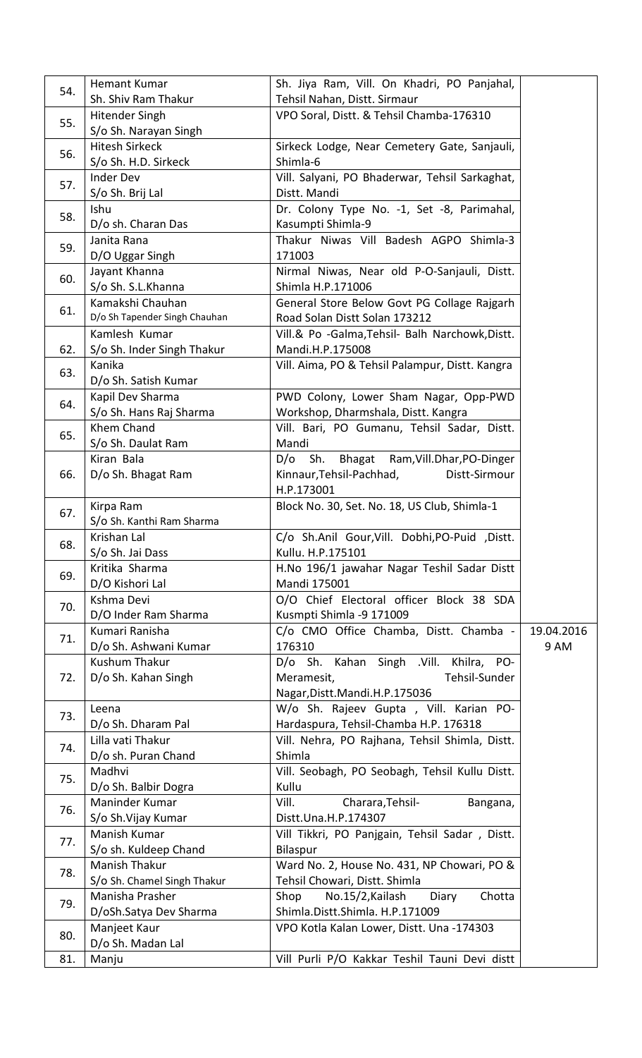| | | | |
|---|---|---|---|
| 54. | Hemant Kumar<br>Sh. Shiv Ram Thakur | Sh. Jiya Ram, Vill. On Khadri, PO Panjahal, Tehsil Nahan, Distt. Sirmaur | |
| 55. | Hitender Singh<br>S/o Sh. Narayan Singh | VPO Soral, Distt. & Tehsil Chamba-176310 | |
| 56. | Hitesh Sirkeck<br>S/o Sh. H.D. Sirkeck | Sirkeck Lodge, Near Cemetery Gate, Sanjauli, Shimla-6 | |
| 57. | Inder Dev<br>S/o Sh. Brij Lal | Vill. Salyani, PO Bhaderwar, Tehsil Sarkaghat, Distt. Mandi | |
| 58. | Ishu<br>D/o sh. Charan Das | Dr. Colony Type No. -1, Set -8, Parimahal, Kasumpti Shimla-9 | |
| 59. | Janita Rana<br>D/O Uggar Singh | Thakur Niwas Vill Badesh AGPO Shimla-3 171003 | |
| 60. | Jayant Khanna<br>S/o Sh. S.L.Khanna | Nirmal Niwas, Near old P-O-Sanjauli, Distt. Shimla H.P.171006 | |
| 61. | Kamakshi Chauhan<br>D/o Sh Tapender Singh Chauhan | General Store Below Govt PG Collage Rajgarh Road Solan Distt Solan 173212 | |
| 62. | Kamlesh Kumar<br>S/o Sh. Inder Singh Thakur | Vill.& Po -Galma,Tehsil- Balh Narchowk,Distt. Mandi.H.P.175008 | |
| 63. | Kanika<br>D/o Sh. Satish Kumar | Vill. Aima, PO & Tehsil Palampur, Distt. Kangra | |
| 64. | Kapil Dev Sharma<br>S/o Sh. Hans Raj Sharma | PWD Colony, Lower Sham Nagar, Opp-PWD Workshop, Dharmshala, Distt. Kangra | |
| 65. | Khem Chand<br>S/o Sh. Daulat Ram | Vill. Bari, PO Gumanu, Tehsil Sadar, Distt. Mandi | |
| 66. | Kiran Bala<br>D/o Sh. Bhagat Ram | D/o Sh. Bhagat Ram,Vill.Dhar,PO-Dinger Kinnaur,Tehsil-Pachhad, Distt-Sirmour H.P.173001 | |
| 67. | Kirpa Ram<br>S/o Sh. Kanthi Ram Sharma | Block No. 30, Set. No. 18, US Club, Shimla-1 | |
| 68. | Krishan Lal<br>S/o Sh. Jai Dass | C/o Sh.Anil Gour,Vill. Dobhi,PO-Puid ,Distt. Kullu. H.P.175101 | |
| 69. | Kritika Sharma<br>D/O Kishori Lal | H.No 196/1 jawahar Nagar Teshil Sadar Distt Mandi 175001 | |
| 70. | Kshma Devi<br>D/O Inder Ram Sharma | O/O Chief Electoral officer Block 38 SDA Kusmpti Shimla -9 171009 | |
| 71. | Kumari Ranisha<br>D/o Sh. Ashwani Kumar | C/o CMO Office Chamba, Distt. Chamba - 176310 | 19.04.2016<br>9 AM |
| 72. | Kushum Thakur<br>D/o Sh. Kahan Singh | D/o Sh. Kahan Singh .Vill. Khilra, PO-Meramesit, Tehsil-Sunder Nagar,Distt.Mandi.H.P.175036 | |
| 73. | Leena<br>D/o Sh. Dharam Pal | W/o Sh. Rajeev Gupta , Vill. Karian PO-Hardaspura, Tehsil-Chamba H.P. 176318 | |
| 74. | Lilla vati Thakur<br>D/o sh. Puran Chand | Vill. Nehra, PO Rajhana, Tehsil Shimla, Distt. Shimla | |
| 75. | Madhvi<br>D/o Sh. Balbir Dogra | Vill. Seobagh, PO Seobagh, Tehsil Kullu Distt. Kullu | |
| 76. | Maninder Kumar<br>S/o Sh.Vijay Kumar | Vill. Charara,Tehsil- Bangana, Distt.Una.H.P.174307 | |
| 77. | Manish Kumar<br>S/o sh. Kuldeep Chand | Vill Tikkri, PO Panjgain, Tehsil Sadar , Distt. Bilaspur | |
| 78. | Manish Thakur<br>S/o Sh. Chamel Singh Thakur | Ward No. 2, House No. 431, NP Chowari, PO & Tehsil Chowari, Distt. Shimla | |
| 79. | Manisha Prasher<br>D/oSh.Satya Dev Sharma | Shop No.15/2,Kailash Diary Chotta Shimla.Distt.Shimla. H.P.171009 | |
| 80. | Manjeet Kaur<br>D/o Sh. Madan Lal | VPO Kotla Kalan Lower, Distt. Una -174303 | |
| 81. | Manju | Vill Purli P/O Kakkar Teshil Tauni Devi distt | |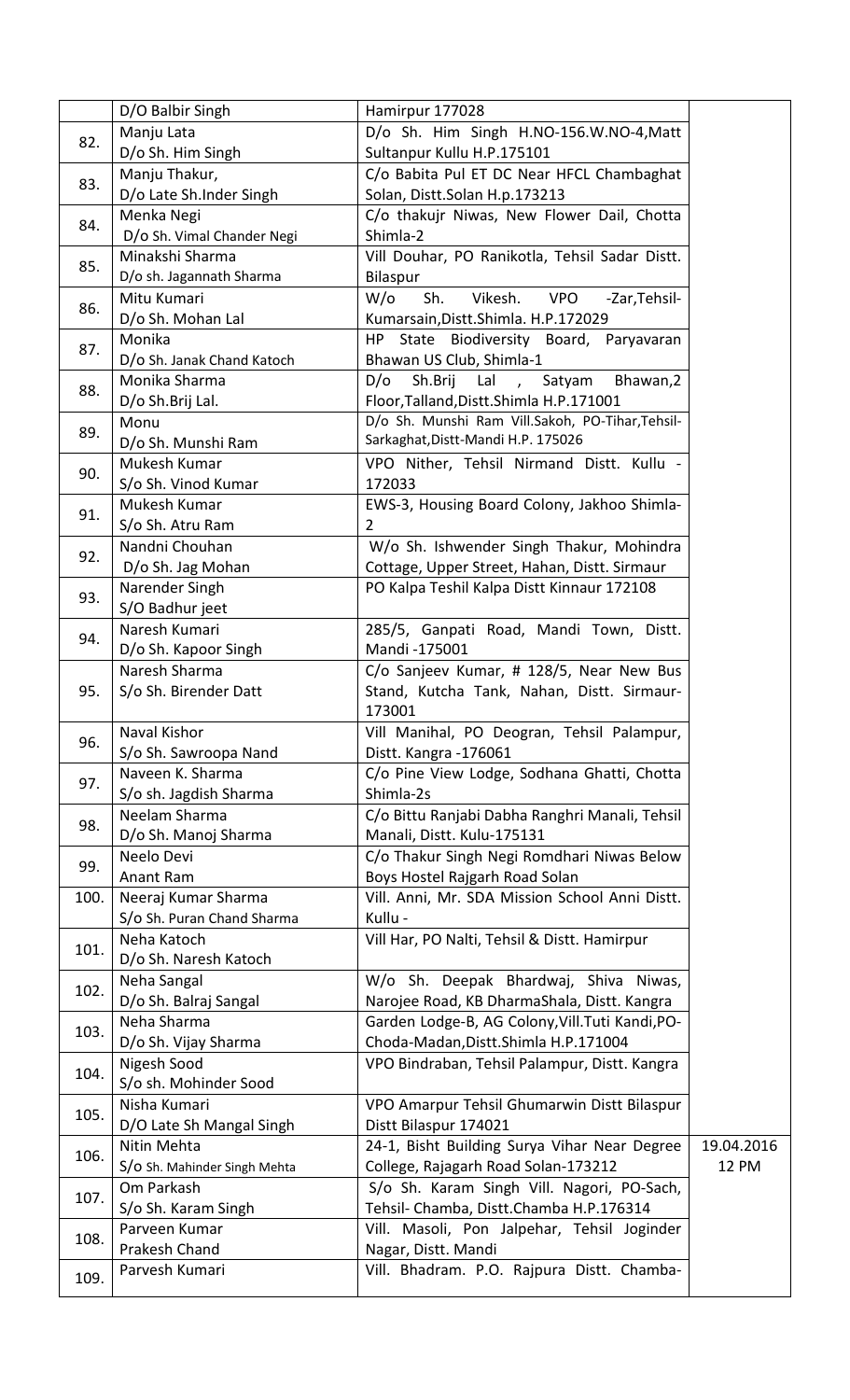| | | | |
|---|---|---|---|
| | D/O Balbir Singh | Hamirpur 177028 | |
| 82. | Manju Lata<br>D/o Sh. Him Singh | D/o Sh. Him Singh H.NO-156.W.NO-4,Matt Sultanpur Kullu H.P.175101 | |
| 83. | Manju Thakur,<br>D/o Late Sh.Inder Singh | C/o Babita Pul ET DC Near HFCL Chambaghat Solan, Distt.Solan H.p.173213 | |
| 84. | Menka Negi<br>D/o Sh. Vimal Chander Negi | C/o thakujr Niwas, New Flower Dail, Chotta Shimla-2 | |
| 85. | Minakshi Sharma<br>D/o sh. Jagannath Sharma | Vill Douhar, PO Ranikotla, Tehsil Sadar Distt. Bilaspur | |
| 86. | Mitu Kumari<br>D/o Sh. Mohan Lal | W/o Sh. Vikesh. VPO -Zar,Tehsil-Kumarsain,Distt.Shimla. H.P.172029 | |
| 87. | Monika<br>D/o Sh. Janak Chand Katoch | HP State Biodiversity Board, Paryavaran Bhawan US Club, Shimla-1 | |
| 88. | Monika Sharma<br>D/o Sh.Brij Lal. | D/o Sh.Brij Lal , Satyam Bhawan,2 Floor,Talland,Distt.Shimla H.P.171001 | |
| 89. | Monu<br>D/o Sh. Munshi Ram | D/o Sh. Munshi Ram Vill.Sakoh, PO-Tihar,Tehsil-Sarkaghat,Distt-Mandi H.P. 175026 | |
| 90. | Mukesh Kumar<br>S/o Sh. Vinod Kumar | VPO Nither, Tehsil Nirmand Distt. Kullu - 172033 | |
| 91. | Mukesh Kumar<br>S/o Sh. Atru Ram | EWS-3, Housing Board Colony, Jakhoo Shimla-2 | |
| 92. | Nandni Chouhan<br>D/o Sh. Jag Mohan | W/o Sh. Ishwender Singh Thakur, Mohindra Cottage, Upper Street, Hahan, Distt. Sirmaur | |
| 93. | Narender Singh<br>S/O Badhur jeet | PO Kalpa Teshil Kalpa Distt Kinnaur 172108 | |
| 94. | Naresh Kumari<br>D/o Sh. Kapoor Singh | 285/5, Ganpati Road, Mandi Town, Distt. Mandi -175001 | |
| 95. | Naresh Sharma<br>S/o Sh. Birender Datt | C/o Sanjeev Kumar, # 128/5, Near New Bus Stand, Kutcha Tank, Nahan, Distt. Sirmaur-173001 | |
| 96. | Naval Kishor<br>S/o Sh. Sawroopa Nand | Vill Manihal, PO Deogran, Tehsil Palampur, Distt. Kangra -176061 | |
| 97. | Naveen K. Sharma<br>S/o sh. Jagdish Sharma | C/o Pine View Lodge, Sodhana Ghatti, Chotta Shimla-2s | |
| 98. | Neelam Sharma<br>D/o Sh. Manoj Sharma | C/o Bittu Ranjabi Dabha Ranghri Manali, Tehsil Manali, Distt. Kulu-175131 | |
| 99. | Neelo Devi<br>Anant Ram | C/o Thakur Singh Negi Romdhari Niwas Below Boys Hostel Rajgarh Road Solan | |
| 100. | Neeraj Kumar Sharma<br>S/o Sh. Puran Chand Sharma | Vill. Anni, Mr. SDA Mission School Anni Distt. Kullu - | |
| 101. | Neha Katoch<br>D/o Sh. Naresh Katoch | Vill Har, PO Nalti, Tehsil & Distt. Hamirpur | |
| 102. | Neha Sangal<br>D/o Sh. Balraj Sangal | W/o Sh. Deepak Bhardwaj, Shiva Niwas, Narojee Road, KB DharmaShala, Distt. Kangra | |
| 103. | Neha Sharma<br>D/o Sh. Vijay Sharma | Garden Lodge-B, AG Colony,Vill.Tuti Kandi,PO-Choda-Madan,Distt.Shimla H.P.171004 | |
| 104. | Nigesh Sood<br>S/o sh. Mohinder Sood | VPO Bindraban, Tehsil Palampur, Distt. Kangra | |
| 105. | Nisha Kumari<br>D/O Late Sh Mangal Singh | VPO Amarpur Tehsil Ghumarwin Distt Bilaspur Distt Bilaspur 174021 | |
| 106. | Nitin Mehta<br>S/O Sh. Mahinder Singh Mehta | 24-1, Bisht Building Surya Vihar Near Degree College, Rajagarh Road Solan-173212 | 19.04.2016<br>12 PM |
| 107. | Om Parkash<br>S/o Sh. Karam Singh | S/o Sh. Karam Singh Vill. Nagori, PO-Sach, Tehsil- Chamba, Distt.Chamba H.P.176314 | |
| 108. | Parveen Kumar<br>Prakesh Chand | Vill. Masoli, Pon Jalpehar, Tehsil Joginder Nagar, Distt. Mandi | |
| 109. | Parvesh Kumari | Vill. Bhadram. P.O. Rajpura Distt. Chamba- | |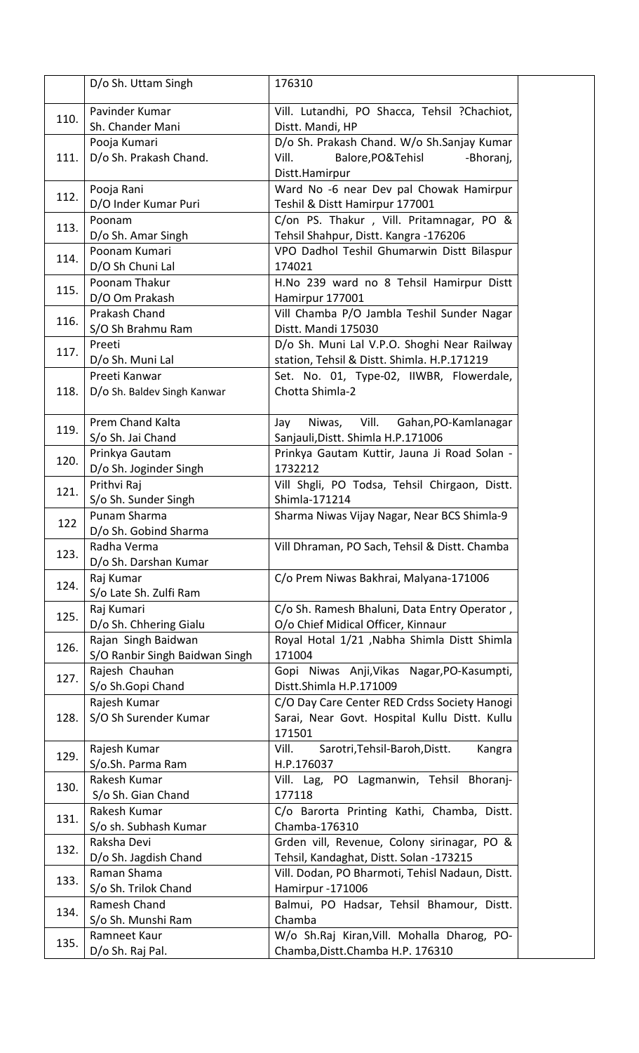|  |  |  |  |
|---|---|---|---|
|  | D/o Sh. Uttam Singh | 176310 |  |
| 110. | Pavinder Kumar<br>Sh. Chander Mani | Vill. Lutandhi, PO Shacca, Tehsil ?Chachiot, Distt. Mandi, HP |  |
| 111. | Pooja Kumari<br>D/o Sh. Prakash Chand. | D/o Sh. Prakash Chand. W/o Sh.Sanjay Kumar Vill. Balore,PO&Tehisl -Bhoranj, Distt.Hamirpur |  |
| 112. | Pooja Rani<br>D/O Inder Kumar Puri | Ward No -6 near Dev pal Chowak Hamirpur Teshil & Distt Hamirpur 177001 |  |
| 113. | Poonam<br>D/o Sh. Amar Singh | C/on PS. Thakur , Vill. Pritamnagar, PO & Tehsil Shahpur, Distt. Kangra -176206 |  |
| 114. | Poonam Kumari<br>D/O Sh Chuni Lal | VPO Dadhol Teshil Ghumarwin Distt Bilaspur 174021 |  |
| 115. | Poonam Thakur<br>D/O Om Prakash | H.No 239 ward no 8 Tehsil Hamirpur Distt Hamirpur 177001 |  |
| 116. | Prakash Chand<br>S/O Sh Brahmu Ram | Vill Chamba P/O Jambla Teshil Sunder Nagar Distt. Mandi 175030 |  |
| 117. | Preeti<br>D/o Sh. Muni Lal | D/o Sh. Muni Lal V.P.O. Shoghi Near Railway station, Tehsil & Distt. Shimla. H.P.171219 |  |
| 118. | Preeti Kanwar<br>D/o Sh. Baldev Singh Kanwar | Set. No. 01, Type-02, IIWBR, Flowerdale, Chotta Shimla-2 |  |
| 119. | Prem Chand Kalta<br>S/o Sh. Jai Chand | Jay Niwas, Vill. Gahan,PO-Kamlanagar Sanjauli,Distt. Shimla H.P.171006 |  |
| 120. | Prinkya Gautam<br>D/o Sh. Joginder Singh | Prinkya Gautam Kuttir, Jauna Ji Road Solan - 1732212 |  |
| 121. | Prithvi Raj<br>S/o Sh. Sunder Singh | Vill Shgli, PO Todsa, Tehsil Chirgaon, Distt. Shimla-171214 |  |
| 122 | Punam Sharma<br>D/o Sh. Gobind Sharma | Sharma Niwas Vijay Nagar, Near BCS Shimla-9 |  |
| 123. | Radha Verma<br>D/o Sh. Darshan Kumar | Vill Dhraman, PO Sach, Tehsil & Distt. Chamba |  |
| 124. | Raj Kumar<br>S/o Late Sh. Zulfi Ram | C/o Prem Niwas Bakhrai, Malyana-171006 |  |
| 125. | Raj Kumari<br>D/o Sh. Chhering Gialu | C/o Sh. Ramesh Bhaluni, Data Entry Operator , O/o Chief Midical Officer, Kinnaur |  |
| 126. | Rajan Singh Baidwan<br>S/O Ranbir Singh Baidwan Singh | Royal Hotal 1/21 ,Nabha Shimla Distt Shimla 171004 |  |
| 127. | Rajesh Chauhan<br>S/o Sh.Gopi Chand | Gopi Niwas Anji,Vikas Nagar,PO-Kasumpti, Distt.Shimla H.P.171009 |  |
| 128. | Rajesh Kumar<br>S/O Sh Surender Kumar | C/O Day Care Center RED Crdss Society Hanogi Sarai, Near Govt. Hospital Kullu Distt. Kullu 171501 |  |
| 129. | Rajesh Kumar<br>S/o.Sh. Parma Ram | Vill. Sarotri,Tehsil-Baroh,Distt. Kangra H.P.176037 |  |
| 130. | Rakesh Kumar<br>S/o Sh. Gian Chand | Vill. Lag, PO Lagmanwin, Tehsil Bhoranj- 177118 |  |
| 131. | Rakesh Kumar<br>S/o sh. Subhash Kumar | C/o Barorta Printing Kathi, Chamba, Distt. Chamba-176310 |  |
| 132. | Raksha Devi<br>D/o Sh. Jagdish Chand | Grden vill, Revenue, Colony sirinagar, PO & Tehsil, Kandaghat, Distt. Solan -173215 |  |
| 133. | Raman Shama<br>S/o Sh. Trilok Chand | Vill. Dodan, PO Bharmoti, Tehisl Nadaun, Distt. Hamirpur -171006 |  |
| 134. | Ramesh Chand<br>S/o Sh. Munshi Ram | Balmui, PO Hadsar, Tehsil Bhamour, Distt. Chamba |  |
| 135. | Ramneet Kaur<br>D/o Sh. Raj Pal. | W/o Sh.Raj Kiran,Vill. Mohalla Dharog, PO- Chamba,Distt.Chamba H.P. 176310 |  |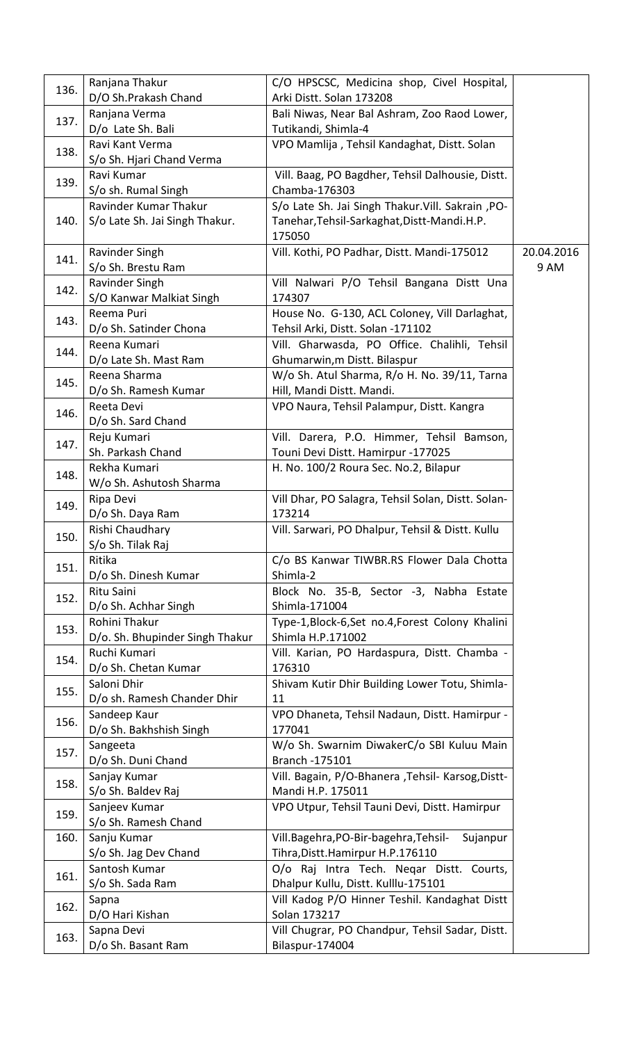| | | | |
|---|---|---|---|
| 136. | Ranjana Thakur<br>D/O Sh.Prakash Chand | C/O HPSCSC, Medicina shop, Civel Hospital, Arki Distt. Solan 173208 | |
| 137. | Ranjana Verma<br>D/o Late Sh. Bali | Bali Niwas, Near Bal Ashram, Zoo Raod Lower, Tutikandi, Shimla-4 | |
| 138. | Ravi Kant Verma<br>S/o Sh. Hjari Chand Verma | VPO Mamlija , Tehsil Kandaghat, Distt. Solan | |
| 139. | Ravi Kumar<br>S/o sh. Rumal Singh | Vill. Baag, PO Bagdher, Tehsil Dalhousie, Distt. Chamba-176303 | |
| 140. | Ravinder Kumar Thakur<br>S/o Late Sh. Jai Singh Thakur. | S/o Late Sh. Jai Singh Thakur.Vill. Sakrain ,PO-Tanehar,Tehsil-Sarkaghat,Distt-Mandi.H.P. 175050 | |
| 141. | Ravinder Singh<br>S/o Sh. Brestu Ram | Vill. Kothi, PO Padhar, Distt. Mandi-175012 | 20.04.2016<br>9 AM |
| 142. | Ravinder Singh<br>S/O Kanwar Malkiat Singh | Vill Nalwari P/O Tehsil Bangana Distt Una 174307 | |
| 143. | Reema Puri<br>D/o Sh. Satinder Chona | House No. G-130, ACL Coloney, Vill Darlaghat, Tehsil Arki, Distt. Solan -171102 | |
| 144. | Reena Kumari<br>D/o Late Sh. Mast Ram | Vill. Gharwasda, PO Office. Chalihli, Tehsil Ghumarwin,m Distt. Bilaspur | |
| 145. | Reena Sharma<br>D/o Sh. Ramesh Kumar | W/o Sh. Atul Sharma, R/o H. No. 39/11, Tarna Hill, Mandi Distt. Mandi. | |
| 146. | Reeta Devi<br>D/o Sh. Sard Chand | VPO Naura, Tehsil Palampur, Distt. Kangra | |
| 147. | Reju Kumari<br>Sh. Parkash Chand | Vill. Darera, P.O. Himmer, Tehsil Bamson, Touni Devi Distt. Hamirpur -177025 | |
| 148. | Rekha Kumari<br>W/o Sh. Ashutosh Sharma | H. No. 100/2 Roura Sec. No.2, Bilapur | |
| 149. | Ripa Devi<br>D/o Sh. Daya Ram | Vill Dhar, PO Salagra, Tehsil Solan, Distt. Solan-173214 | |
| 150. | Rishi Chaudhary<br>S/o Sh. Tilak Raj | Vill. Sarwari, PO Dhalpur, Tehsil & Distt. Kullu | |
| 151. | Ritika<br>D/o Sh. Dinesh Kumar | C/o BS Kanwar TIWBR.RS Flower Dala Chotta Shimla-2 | |
| 152. | Ritu Saini<br>D/o Sh. Achhar Singh | Block No. 35-B, Sector -3, Nabha Estate Shimla-171004 | |
| 153. | Rohini Thakur<br>D/o. Sh. Bhupinder Singh Thakur | Type-1,Block-6,Set no.4,Forest Colony Khalini Shimla H.P.171002 | |
| 154. | Ruchi Kumari<br>D/o Sh. Chetan Kumar | Vill. Karian, PO Hardaspura, Distt. Chamba - 176310 | |
| 155. | Saloni Dhir<br>D/o sh. Ramesh Chander Dhir | Shivam Kutir Dhir Building Lower Totu, Shimla-11 | |
| 156. | Sandeep Kaur<br>D/o Sh. Bakhshish Singh | VPO Dhaneta, Tehsil Nadaun, Distt. Hamirpur - 177041 | |
| 157. | Sangeeta<br>D/o Sh. Duni Chand | W/o Sh. Swarnim DiwakerC/o SBI Kuluu Main Branch -175101 | |
| 158. | Sanjay Kumar<br>S/o Sh. Baldev Raj | Vill. Bagain, P/O-Bhanera ,Tehsil- Karsog,Distt-Mandi H.P. 175011 | |
| 159. | Sanjeev Kumar<br>S/o Sh. Ramesh Chand | VPO Utpur, Tehsil Tauni Devi, Distt. Hamirpur | |
| 160. | Sanju Kumar<br>S/o Sh. Jag Dev Chand | Vill.Bagehra,PO-Bir-bagehra,Tehsil- Sujanpur Tihra,Distt.Hamirpur H.P.176110 | |
| 161. | Santosh Kumar<br>S/o Sh. Sada Ram | O/o Raj Intra Tech. Neqar Distt. Courts, Dhalpur Kullu, Distt. Kulllu-175101 | |
| 162. | Sapna<br>D/O Hari Kishan | Vill Kadog P/O Hinner Teshil. Kandaghat Distt Solan 173217 | |
| 163. | Sapna Devi<br>D/o Sh. Basant Ram | Vill Chugrar, PO Chandpur, Tehsil Sadar, Distt. Bilaspur-174004 | |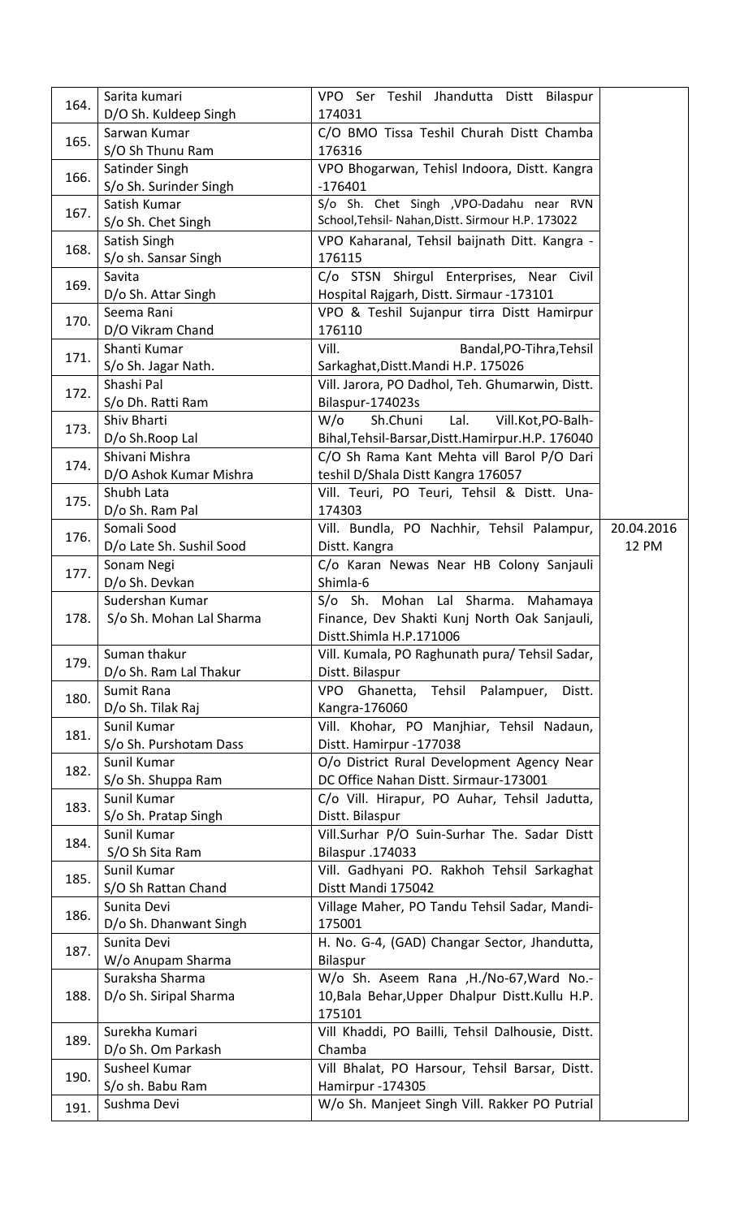| | | | |
|---|---|---|---|
| 164. | Sarita kumari<br>D/O Sh. Kuldeep Singh | VPO Ser Teshil Jhandutta Distt Bilaspur 174031 | |
| 165. | Sarwan Kumar<br>S/O Sh Thunu Ram | C/O BMO Tissa Teshil Churah Distt Chamba 176316 | |
| 166. | Satinder Singh<br>S/o Sh. Surinder Singh | VPO Bhogarwan, Tehisl Indoora, Distt. Kangra -176401 | |
| 167. | Satish Kumar<br>S/o Sh. Chet Singh | S/o Sh. Chet Singh ,VPO-Dadahu near RVN School,Tehsil- Nahan,Distt. Sirmour H.P. 173022 | |
| 168. | Satish Singh<br>S/o sh. Sansar Singh | VPO Kaharanal, Tehsil baijnath Ditt. Kangra - 176115 | |
| 169. | Savita<br>D/o Sh. Attar Singh | C/o STSN Shirgul Enterprises, Near Civil Hospital Rajgarh, Distt. Sirmaur -173101 | |
| 170. | Seema Rani<br>D/O Vikram Chand | VPO & Teshil Sujanpur tirra Distt Hamirpur 176110 | |
| 171. | Shanti Kumar<br>S/o Sh. Jagar Nath. | Vill. Bandal,PO-Tihra,Tehsil Sarkaghat,Distt.Mandi H.P. 175026 | |
| 172. | Shashi Pal<br>S/o Dh. Ratti Ram | Vill. Jarora, PO Dadhol, Teh. Ghumarwin, Distt. Bilaspur-174023s | |
| 173. | Shiv Bharti<br>D/o Sh.Roop Lal | W/o Sh.Chuni Lal. Vill.Kot,PO-Balh-Bihal,Tehsil-Barsar,Distt.Hamirpur.H.P. 176040 | |
| 174. | Shivani Mishra<br>D/O Ashok Kumar Mishra | C/O Sh Rama Kant Mehta vill Barol P/O Dari teshil D/Shala Distt Kangra 176057 | |
| 175. | Shubh Lata<br>D/o Sh. Ram Pal | Vill. Teuri, PO Teuri, Tehsil & Distt. Una-174303 | |
| 176. | Somali Sood<br>D/o Late Sh. Sushil Sood | Vill. Bundla, PO Nachhir, Tehsil Palampur, Distt. Kangra | 20.04.2016<br>12 PM |
| 177. | Sonam Negi<br>D/o Sh. Devkan | C/o Karan Newas Near HB Colony Sanjauli Shimla-6 | |
| 178. | Sudershan Kumar<br>S/o Sh. Mohan Lal Sharma | S/o Sh. Mohan Lal Sharma. Mahamaya Finance, Dev Shakti Kunj North Oak Sanjauli, Distt.Shimla H.P.171006 | |
| 179. | Suman thakur<br>D/o Sh. Ram Lal Thakur | Vill. Kumala, PO Raghunath pura/ Tehsil Sadar, Distt. Bilaspur | |
| 180. | Sumit Rana<br>D/o Sh. Tilak Raj | VPO Ghanetta, Tehsil Palampuer, Distt. Kangra-176060 | |
| 181. | Sunil Kumar<br>S/o Sh. Purshotam Dass | Vill. Khohar, PO Manjhiar, Tehsil Nadaun, Distt. Hamirpur -177038 | |
| 182. | Sunil Kumar<br>S/o Sh. Shuppa Ram | O/o District Rural Development Agency Near DC Office Nahan Distt. Sirmaur-173001 | |
| 183. | Sunil Kumar<br>S/o Sh. Pratap Singh | C/o Vill. Hirapur, PO Auhar, Tehsil Jadutta, Distt. Bilaspur | |
| 184. | Sunil Kumar<br>S/O Sh Sita Ram | Vill.Surhar P/O Suin-Surhar The. Sadar Distt Bilaspur .174033 | |
| 185. | Sunil Kumar<br>S/O Sh Rattan Chand | Vill. Gadhyani PO. Rakhoh Tehsil Sarkaghat Distt Mandi 175042 | |
| 186. | Sunita Devi<br>D/o Sh. Dhanwant Singh | Village Maher, PO Tandu Tehsil Sadar, Mandi-175001 | |
| 187. | Sunita Devi<br>W/o Anupam Sharma | H. No. G-4, (GAD) Changar Sector, Jhandutta, Bilaspur | |
| 188. | Suraksha Sharma<br>D/o Sh. Siripal Sharma | W/o Sh. Aseem Rana ,H./No-67,Ward No.-10,Bala Behar,Upper Dhalpur Distt.Kullu H.P. 175101 | |
| 189. | Surekha Kumari<br>D/o Sh. Om Parkash | Vill Khaddi, PO Bailli, Tehsil Dalhousie, Distt. Chamba | |
| 190. | Susheel Kumar<br>S/o sh. Babu Ram | Vill Bhalat, PO Harsour, Tehsil Barsar, Distt. Hamirpur -174305 | |
| 191. | Sushma Devi | W/o Sh. Manjeet Singh Vill. Rakker PO Putrial | |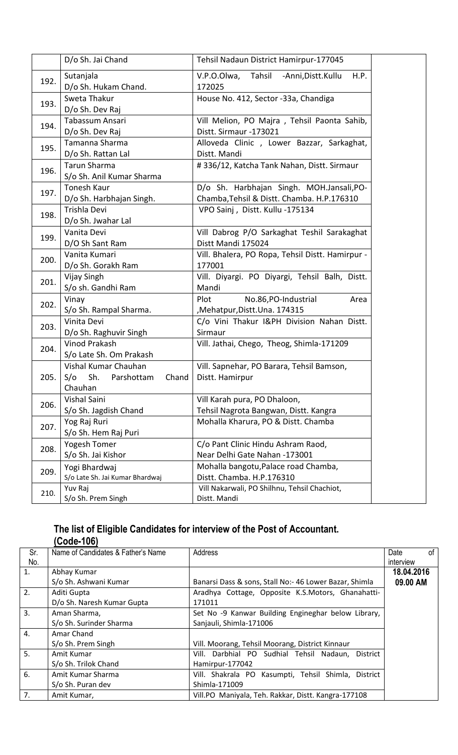| | | | |
|---|---|---|---|
| | D/o Sh. Jai Chand | Tehsil Nadaun District Hamirpur-177045 | |
| 192. | Sutanjala<br>D/o Sh. Hukam Chand. | V.P.O.Olwa, Tahsil -Anni,Distt.Kullu H.P. 172025 | |
| 193. | Sweta Thakur<br>D/o Sh. Dev Raj | House No. 412, Sector -33a, Chandiga | |
| 194. | Tabassum Ansari<br>D/o Sh. Dev Raj | Vill Melion, PO Majra , Tehsil Paonta Sahib, Distt. Sirmaur -173021 | |
| 195. | Tamanna Sharma<br>D/o Sh. Rattan Lal | Alloveda Clinic , Lower Bazzar, Sarkaghat, Distt. Mandi | |
| 196. | Tarun Sharma<br>S/o Sh. Anil Kumar Sharma | # 336/12, Katcha Tank Nahan, Distt. Sirmaur | |
| 197. | Tonesh Kaur<br>D/o Sh. Harbhajan Singh. | D/o Sh. Harbhajan Singh. MOH.Jansali,PO-Chamba,Tehsil & Distt. Chamba. H.P.176310 | |
| 198. | Trishla Devi<br>D/o Sh. Jwahar Lal | VPO Sainj , Distt. Kullu -175134 | |
| 199. | Vanita Devi<br>D/O Sh Sant Ram | Vill Dabrog P/O Sarkaghat Teshil Sarakaghat Distt Mandi 175024 | |
| 200. | Vanita Kumari<br>D/o Sh. Gorakh Ram | Vill. Bhalera, PO Ropa, Tehsil Distt. Hamirpur - 177001 | |
| 201. | Vijay Singh<br>S/o sh. Gandhi Ram | Vill. Diyargi. PO Diyargi, Tehsil Balh, Distt. Mandi | |
| 202. | Vinay<br>S/o Sh. Rampal Sharma. | Plot No.86,PO-Industrial Area ,Mehatpur,Distt.Una. 174315 | |
| 203. | Vinita Devi<br>D/o Sh. Raghuvir Singh | C/o Vini Thakur I&PH Division Nahan Distt. Sirmaur | |
| 204. | Vinod Prakash<br>S/o Late Sh. Om Prakash | Vill. Jathai, Chego, Theog, Shimla-171209 | |
| 205. | Vishal Kumar Chauhan<br>S/o Sh. Parshottam Chand Chauhan | Vill. Sapnehar, PO Barara, Tehsil Bamson, Distt. Hamirpur | |
| 206. | Vishal Saini<br>S/o Sh. Jagdish Chand | Vill Karah pura, PO Dhaloon, Tehsil Nagrota Bangwan, Distt. Kangra | |
| 207. | Yog Raj Ruri<br>S/o Sh. Hem Raj Puri | Mohalla Kharura, PO & Distt. Chamba | |
| 208. | Yogesh Tomer<br>S/o Sh. Jai Kishor | C/o Pant Clinic Hindu Ashram Raod, Near Delhi Gate Nahan -173001 | |
| 209. | Yogi Bhardwaj<br>S/o Late Sh. Jai Kumar Bhardwaj | Mohalla bangotu,Palace road Chamba, Distt. Chamba. H.P.176310 | |
| 210. | Yuv Raj<br>S/o Sh. Prem Singh | Vill Nakarwali, PO Shilhnu, Tehsil Chachiot, Distt. Mandi | |

## The list of Eligible Candidates for interview of the Post of Accountant. (Code-106)

| Sr. No. | Name of Candidates & Father's Name | Address | Date of interview |
|---|---|---|---|
| 1. | Abhay Kumar<br>S/o Sh. Ashwani Kumar | Banarsi Dass & sons, Stall No:- 46 Lower Bazar, Shimla | **18.04.2016 09.00 AM** |
| 2. | Aditi Gupta<br>D/o Sh. Naresh Kumar Gupta | Aradhya Cottage, Opposite K.S.Motors, Ghanahatti-171011 | |
| 3. | Aman Sharma,<br>S/o Sh. Surinder Sharma | Set No -9 Kanwar Building Engineghar below Library, Sanjauli, Shimla-171006 | |
| 4. | Amar Chand<br>S/o Sh. Prem Singh | Vill. Moorang, Tehsil Moorang, District Kinnaur | |
| 5. | Amit Kumar<br>S/o Sh. Trilok Chand | Vill. Darbhial PO Sudhial Tehsil Nadaun, District Hamirpur-177042 | |
| 6. | Amit Kumar Sharma<br>S/o Sh. Puran dev | Vill. Shakrala PO Kasumpti, Tehsil Shimla, District Shimla-171009 | |
| 7. | Amit Kumar, | Vill.PO Maniyala, Teh. Rakkar, Distt. Kangra-177108 | |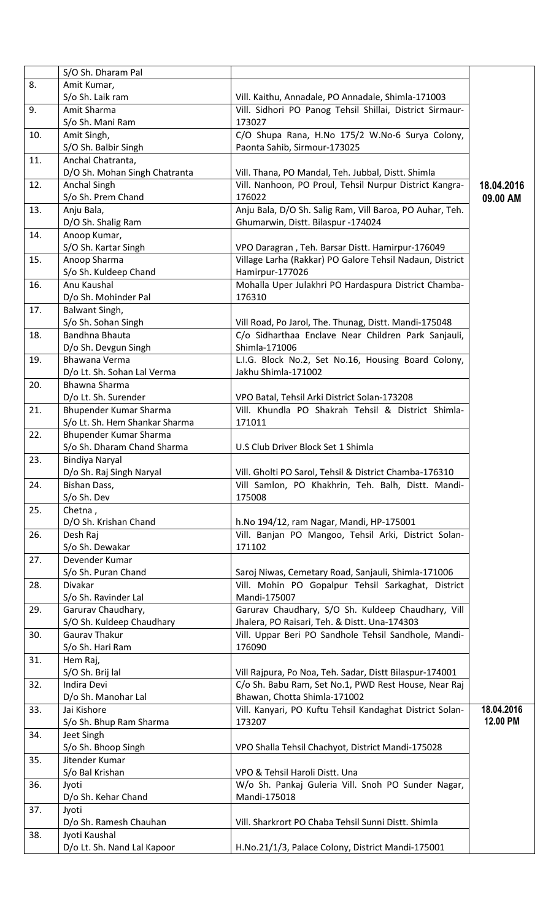| | | | |
|---|---|---|---|
| | S/O Sh. Dharam Pal | | |
| 8. | Amit Kumar,<br>S/o Sh. Laik ram | Vill. Kaithu, Annadale, PO Annadale, Shimla-171003 | |
| 9. | Amit Sharma<br>S/o Sh. Mani Ram | Vill. Sidhori PO Panog Tehsil Shillai, District Sirmaur-173027 | |
| 10. | Amit Singh,<br>S/O Sh. Balbir Singh | C/O Shupa Rana, H.No 175/2 W.No-6 Surya Colony, Paonta Sahib, Sirmour-173025 | |
| 11. | Anchal Chatranta,<br>D/O Sh. Mohan Singh Chatranta | Vill. Thana, PO Mandal, Teh. Jubbal, Distt. Shimla | |
| 12. | Anchal Singh<br>S/o Sh. Prem Chand | Vill. Nanhoon, PO Proul, Tehsil Nurpur District Kangra-176022 | **18.04.2016 09.00 AM** |
| 13. | Anju Bala,<br>D/O Sh. Shalig Ram | Anju Bala, D/O Sh. Salig Ram, Vill Baroa, PO Auhar, Teh. Ghumarwin, Distt. Bilaspur -174024 | |
| 14. | Anoop Kumar,<br>S/O Sh. Kartar Singh | VPO Daragran , Teh. Barsar Distt. Hamirpur-176049 | |
| 15. | Anoop Sharma<br>S/o Sh. Kuldeep Chand | Village Larha (Rakkar) PO Galore Tehsil Nadaun, District Hamirpur-177026 | |
| 16. | Anu Kaushal<br>D/o Sh. Mohinder Pal | Mohalla Uper Julakhri PO Hardaspura District Chamba-176310 | |
| 17. | Balwant Singh,<br>S/o Sh. Sohan Singh | Vill Road, Po Jarol, The. Thunag, Distt. Mandi-175048 | |
| 18. | Bandhna Bhauta<br>D/o Sh. Devgun Singh | C/o Sidharthaa Enclave Near Children Park Sanjauli, Shimla-171006 | |
| 19. | Bhawana Verma<br>D/o Lt. Sh. Sohan Lal Verma | L.I.G. Block No.2, Set No.16, Housing Board Colony, Jakhu Shimla-171002 | |
| 20. | Bhawna Sharma<br>D/o Lt. Sh. Surender | VPO Batal, Tehsil Arki District Solan-173208 | |
| 21. | Bhupender Kumar Sharma<br>S/o Lt. Sh. Hem Shankar Sharma | Vill. Khundla PO Shakrah Tehsil & District Shimla-171011 | |
| 22. | Bhupender Kumar Sharma<br>S/o Sh. Dharam Chand Sharma | U.S Club Driver Block Set 1 Shimla | |
| 23. | Bindiya Naryal<br>D/o Sh. Raj Singh Naryal | Vill. Gholti PO Sarol, Tehsil & District Chamba-176310 | |
| 24. | Bishan Dass,<br>S/o Sh. Dev | Vill Samlon, PO Khakhrin, Teh. Balh, Distt. Mandi-175008 | |
| 25. | Chetna ,<br>D/O Sh. Krishan Chand | h.No 194/12, ram Nagar, Mandi, HP-175001 | |
| 26. | Desh Raj<br>S/o Sh. Dewakar | Vill. Banjan PO Mangoo, Tehsil Arki, District Solan-171102 | |
| 27. | Devender Kumar<br>S/o Sh. Puran Chand | Saroj Niwas, Cemetary Road, Sanjauli, Shimla-171006 | |
| 28. | Divakar<br>S/o Sh. Ravinder Lal | Vill. Mohin PO Gopalpur Tehsil Sarkaghat, District Mandi-175007 | |
| 29. | Garurav Chaudhary,<br>S/O Sh. Kuldeep Chaudhary | Garurav Chaudhary, S/O Sh. Kuldeep Chaudhary, Vill Jhalera, PO Raisari, Teh. & Distt. Una-174303 | |
| 30. | Gaurav Thakur<br>S/o Sh. Hari Ram | Vill. Uppar Beri PO Sandhole Tehsil Sandhole, Mandi-176090 | |
| 31. | Hem Raj,<br>S/O Sh. Brij lal | Vill Rajpura, Po Noa, Teh. Sadar, Distt Bilaspur-174001 | |
| 32. | Indira Devi<br>D/o Sh. Manohar Lal | C/o Sh. Babu Ram, Set No.1, PWD Rest House, Near Raj Bhawan, Chotta Shimla-171002 | |
| 33. | Jai Kishore<br>S/o Sh. Bhup Ram Sharma | Vill. Kanyari, PO Kuftu Tehsil Kandaghat District Solan-173207 | **18.04.2016 12.00 PM** |
| 34. | Jeet Singh<br>S/o Sh. Bhoop Singh | VPO Shalla Tehsil Chachyot, District Mandi-175028 | |
| 35. | Jitender Kumar<br>S/o Bal Krishan | VPO & Tehsil Haroli Distt. Una | |
| 36. | Jyoti<br>D/o Sh. Kehar Chand | W/o Sh. Pankaj Guleria Vill. Snoh PO Sunder Nagar, Mandi-175018 | |
| 37. | Jyoti<br>D/o Sh. Ramesh Chauhan | Vill. Sharkrort PO Chaba Tehsil Sunni Distt. Shimla | |
| 38. | Jyoti Kaushal<br>D/o Lt. Sh. Nand Lal Kapoor | H.No.21/1/3, Palace Colony, District Mandi-175001 | |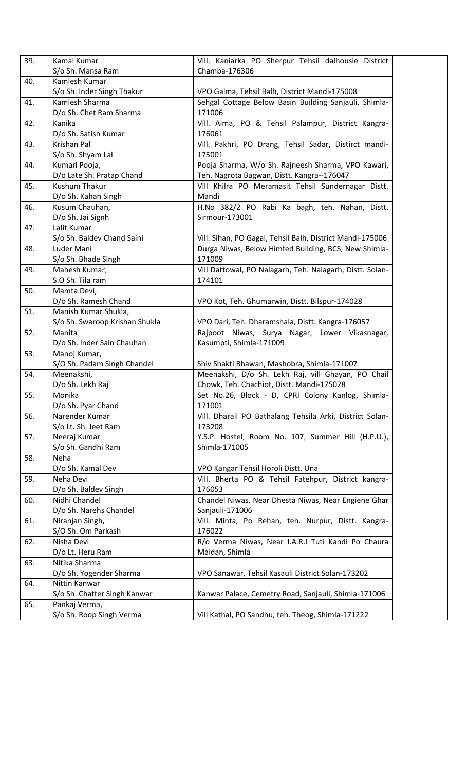| 39. | Kamal Kumar<br>S/o Sh. Mansa Ram | Vill. Kaniarka PO Sherpur Tehsil dalhousie District Chamba-176306 | |
|---|---|---|---|
| 40. | Kamlesh Kumar<br>S/o Sh. Inder Singh Thakur | VPO Galma, Tehsil Balh, District Mandi-175008 | |
| 41. | Kamlesh Sharma<br>D/o Sh. Chet Ram Sharma | Sehgal Cottage Below Basin Building Sanjauli, Shimla-171006 | |
| 42. | Kanika<br>D/o Sh. Satish Kumar | Vill. Aima, PO & Tehsil Palampur, District Kangra-176061 | |
| 43. | Krishan Pal<br>S/o Sh. Shyam Lal | Vill. Pakhri, PO Drang, Tehsil Sadar, Distirct mandi-175001 | |
| 44. | Kumari Pooja,<br>D/o Late Sh. Pratap Chand | Pooja Sharma, W/o Sh. Rajneesh Sharma, VPO Kawari, Teh. Nagrota Bagwan, Distt. Kangra--176047 | |
| 45. | Kushum Thakur<br>D/o Sh. Kahan Singh | Vill Khilra PO Meramasit Tehsil Sundernagar Distt. Mandi | |
| 46. | Kusum Chauhan,<br>D/o Sh. Jai Signh | H.No 382/2 PO Rabi Ka bagh, teh. Nahan, Distt. Sirmour-173001 | |
| 47. | Lalit Kumar<br>S/o Sh. Baldev Chand Saini | Vill. Sihan, PO Gagal, Tehsil Balh, District Mandi-175006 | |
| 48. | Luder Mani<br>S/o Sh. Bhade Singh | Durga Niwas, Below Himfed Building, BCS, New Shimla-171009 | |
| 49. | Mahesh Kumar,<br>S.O Sh. Tila ram | Vill Dattowal, PO Nalagarh, Teh. Nalagarh, Distt. Solan-174101 | |
| 50. | Mamta Devi,<br>D/o Sh. Ramesh Chand | VPO Kot, Teh. Ghumarwin, Distt. Bilspur-174028 | |
| 51. | Manish Kumar Shukla,<br>S/o Sh. Swaroop Krishan Shukla | VPO Dari, Teh. Dharamshala, Distt. Kangra-176057 | |
| 52. | Manita<br>D/o Sh. Inder Sain Chauhan | Rajpoot Niwas, Surya Nagar, Lower Vikasnagar, Kasumpti, Shimla-171009 | |
| 53. | Manoj Kumar,<br>S/O Sh. Padam Singh Chandel | Shiv Shakti Bhawan, Mashobra, Shimla-171007 | |
| 54. | Meenakshi,<br>D/o Sh. Lekh Raj | Meenakshi, D/o Sh. Lekh Raj, vill Ghayan, PO Chail Chowk, Teh. Chachiot, Distt. Mandi-175028 | |
| 55. | Monika<br>D/o Sh. Pyar Chand | Set No.26, Block - D, CPRI Colony Kanlog, Shimla-171001 | |
| 56. | Narender Kumar<br>S/o Lt. Sh. Jeet Ram | Vill. Dharail PO Bathalang Tehsila Arki, District Solan-173208 | |
| 57. | Neeraj Kumar<br>S/o Sh. Gandhi Ram | Y.S.P. Hostel, Room No. 107, Summer Hill (H.P.U.), Shimla-171005 | |
| 58. | Neha<br>D/o Sh. Kamal Dev | VPO Kangar Tehsil Horoli Distt. Una | |
| 59. | Neha Devi<br>D/o Sh. Baldev Singh | Vill. Bherta PO & Tehsil Fatehpur, District kangra-176053 | |
| 60. | Nidhi Chandel<br>D/o Sh. Narehs Chandel | Chandel Niwas, Near Dhesta Niwas, Near Engiene Ghar Sanjauli-171006 | |
| 61. | Niranjan Singh,<br>S/O Sh. Om Parkash | Vill. Minta, Po Rehan, teh. Nurpur, Distt. Kangra-176022 | |
| 62. | Nisha Devi<br>D/o Lt. Heru Ram | R/o Verma Niwas, Near I.A.R.I Tuti Kandi Po Chaura Maidan, Shimla | |
| 63. | Nitika Sharma<br>D/o Sh. Yogender Sharma | VPO Sanawar, Tehsil Kasauli District Solan-173202 | |
| 64. | Nittin Kanwar<br>S/o Sh. Chatter Singh Kanwar | Kanwar Palace, Cemetry Road, Sanjauli, Shimla-171006 | |
| 65. | Pankaj Verma,<br>S/o Sh. Roop Singh Verma | Vill Kathal, PO Sandhu, teh. Theog, Shimla-171222 | |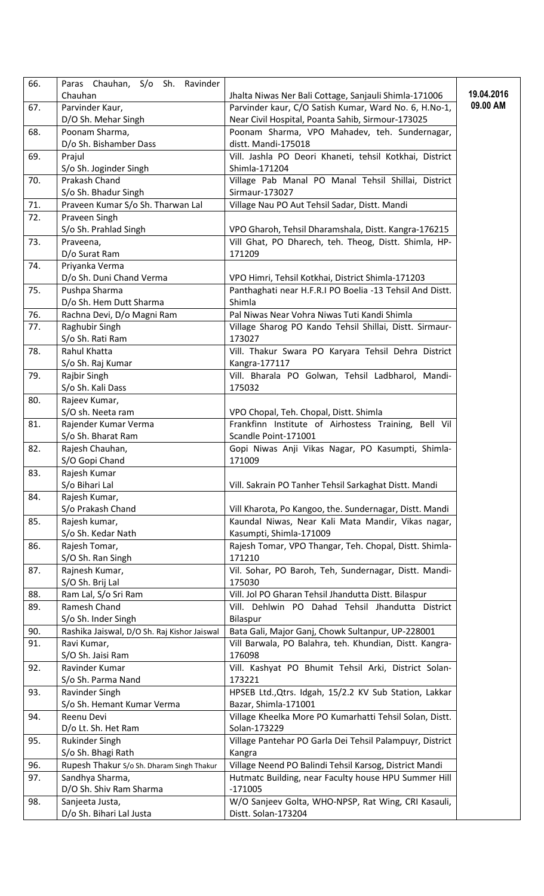| 66. | Paras Chauhan, S/o Sh. Ravinder Chauhan | Jhalta Niwas Ner Bali Cottage, Sanjauli Shimla-171006 | 19.04.2016 09.00 AM |
|---|---|---|---|
| 67. | Parvinder Kaur, D/O Sh. Mehar Singh | Parvinder kaur, C/O Satish Kumar, Ward No. 6, H.No-1, Near Civil Hospital, Poanta Sahib, Sirmour-173025 | |
| 68. | Poonam Sharma, D/o Sh. Bishamber Dass | Poonam Sharma, VPO Mahadev, teh. Sundernagar, distt. Mandi-175018 | |
| 69. | Prajul S/o Sh. Joginder Singh | Vill. Jashla PO Deori Khaneti, tehsil Kotkhai, District Shimla-171204 | |
| 70. | Prakash Chand S/o Sh. Bhadur Singh | Village Pab Manal PO Manal Tehsil Shillai, District Sirmaur-173027 | |
| 71. | Praveen Kumar S/o Sh. Tharwan Lal | Village Nau PO Aut Tehsil Sadar, Distt. Mandi | |
| 72. | Praveen Singh S/o Sh. Prahlad Singh | VPO Gharoh, Tehsil Dharamshala, Distt. Kangra-176215 | |
| 73. | Praveena, D/o Surat Ram | Vill Ghat, PO Dharech, teh. Theog, Distt. Shimla, HP-171209 | |
| 74. | Priyanka Verma D/o Sh. Duni Chand Verma | VPO Himri, Tehsil Kotkhai, District Shimla-171203 | |
| 75. | Pushpa Sharma D/o Sh. Hem Dutt Sharma | Panthaghati near H.F.R.I PO Boelia -13 Tehsil And Distt. Shimla | |
| 76. | Rachna Devi, D/o Magni Ram | Pal Niwas Near Vohra Niwas Tuti Kandi Shimla | |
| 77. | Raghubir Singh S/o Sh. Rati Ram | Village Sharog PO Kando Tehsil Shillai, Distt. Sirmaur-173027 | |
| 78. | Rahul Khatta S/o Sh. Raj Kumar | Vill. Thakur Swara PO Karyara Tehsil Dehra District Kangra-177117 | |
| 79. | Rajbir Singh S/o Sh. Kali Dass | Vill. Bharala PO Golwan, Tehsil Ladbharol, Mandi-175032 | |
| 80. | Rajeev Kumar, S/O sh. Neeta ram | VPO Chopal, Teh. Chopal, Distt. Shimla | |
| 81. | Rajender Kumar Verma S/o Sh. Bharat Ram | Frankfinn Institute of Airhostess Training, Bell Vil Scandle Point-171001 | |
| 82. | Rajesh Chauhan, S/O Gopi Chand | Gopi Niwas Anji Vikas Nagar, PO Kasumpti, Shimla-171009 | |
| 83. | Rajesh Kumar S/o Bihari Lal | Vill. Sakrain PO Tanher Tehsil Sarkaghat Distt. Mandi | |
| 84. | Rajesh Kumar, S/o Prakash Chand | Vill Kharota, Po Kangoo, the. Sundernagar, Distt. Mandi | |
| 85. | Rajesh kumar, S/o Sh. Kedar Nath | Kaundal Niwas, Near Kali Mata Mandir, Vikas nagar, Kasumpti, Shimla-171009 | |
| 86. | Rajesh Tomar, S/O Sh. Ran Singh | Rajesh Tomar, VPO Thangar, Teh. Chopal, Distt. Shimla-171210 | |
| 87. | Rajnesh Kumar, S/O Sh. Brij Lal | Vil. Sohar, PO Baroh, Teh, Sundernagar, Distt. Mandi-175030 | |
| 88. | Ram Lal, S/o Sri Ram | Vill. Jol PO Gharan Tehsil Jhandutta Distt. Bilaspur | |
| 89. | Ramesh Chand S/o Sh. Inder Singh | Vill. Dehlwin PO Dahad Tehsil Jhandutta District Bilaspur | |
| 90. | Rashika Jaiswal, D/O Sh. Raj Kishor Jaiswal | Bata Gali, Major Ganj, Chowk Sultanpur, UP-228001 | |
| 91. | Ravi Kumar, S/O Sh. Jaisi Ram | Vill Barwala, PO Balahra, teh. Khundian, Distt. Kangra-176098 | |
| 92. | Ravinder Kumar S/o Sh. Parma Nand | Vill. Kashyat PO Bhumit Tehsil Arki, District Solan-173221 | |
| 93. | Ravinder Singh S/o Sh. Hemant Kumar Verma | HPSEB Ltd.,Qtrs. Idgah, 15/2.2 KV Sub Station, Lakkar Bazar, Shimla-171001 | |
| 94. | Reenu Devi D/o Lt. Sh. Het Ram | Village Kheelka More PO Kumarhatti Tehsil Solan, Distt. Solan-173229 | |
| 95. | Rukinder Singh S/o Sh. Bhagi Rath | Village Pantehar PO Garla Dei Tehsil Palampuyr, District Kangra | |
| 96. | Rupesh Thakur S/o Sh. Dharam Singh Thakur | Village Neend PO Balindi Tehsil Karsog, District Mandi | |
| 97. | Sandhya Sharma, D/O Sh. Shiv Ram Sharma | Hutmatc Building, near Faculty house HPU Summer Hill -171005 | |
| 98. | Sanjeeta Justa, D/o Sh. Bihari Lal Justa | W/O Sanjeev Golta, WHO-NPSP, Rat Wing, CRI Kasauli, Distt. Solan-173204 | |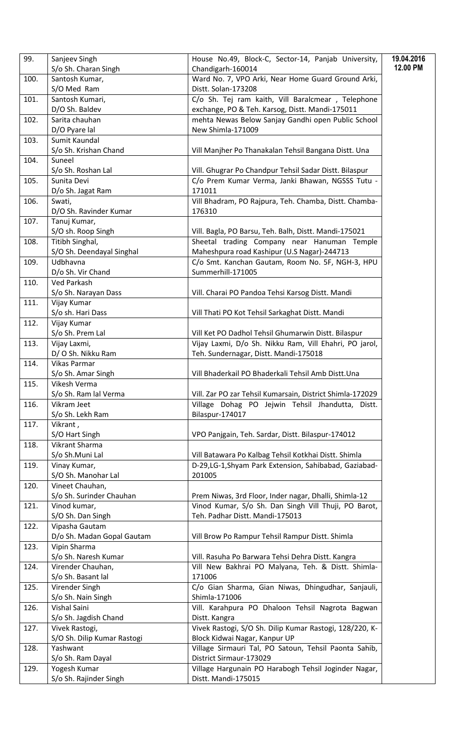| 99. | Sanjeev Singh<br>S/o Sh. Charan Singh | House No.49, Block-C, Sector-14, Panjab University, Chandigarh-160014 | **19.04.2016**<br>**12.00 PM** |
|---|---|---|---|
| 100. | Santosh Kumar,<br>S/O Med Ram | Ward No. 7, VPO Arki, Near Home Guard Ground Arki, Distt. Solan-173208 | |
| 101. | Santosh Kumari,<br>D/O Sh. Baldev | C/o Sh. Tej ram kaith, Vill Baralcmear , Telephone exchange, PO & Teh. Karsog, Distt. Mandi-175011 | |
| 102. | Sarita chauhan<br>D/O Pyare lal | mehta Newas Below Sanjay Gandhi open Public School New Shimla-171009 | |
| 103. | Sumit Kaundal<br>S/o Sh. Krishan Chand | Vill Manjher Po Thanakalan Tehsil Bangana Distt. Una | |
| 104. | Suneel<br>S/o Sh. Roshan Lal | Vill. Ghugrar Po Chandpur Tehsil Sadar Distt. Bilaspur | |
| 105. | Sunita Devi<br>D/o Sh. Jagat Ram | C/o Prem Kumar Verma, Janki Bhawan, NGSSS Tutu - 171011 | |
| 106. | Swati,<br>D/O Sh. Ravinder Kumar | Vill Bhadram, PO Rajpura, Teh. Chamba, Distt. Chamba-176310 | |
| 107. | Tanuj Kumar,<br>S/O sh. Roop Singh | Vill. Bagla, PO Barsu, Teh. Balh, Distt. Mandi-175021 | |
| 108. | Titibh Singhal,<br>S/O Sh. Deendayal Singhal | Sheetal trading Company near Hanuman Temple Maheshpura road Kashipur (U.S Nagar)-244713 | |
| 109. | Udbhavna<br>D/o Sh. Vir Chand | C/o Smt. Kanchan Gautam, Room No. 5F, NGH-3, HPU Summerhill-171005 | |
| 110. | Ved Parkash<br>S/o Sh. Narayan Dass | Vill. Charai PO Pandoa Tehsi Karsog Distt. Mandi | |
| 111. | Vijay Kumar<br>S/o sh. Hari Dass | Vill Thati PO Kot Tehsil Sarkaghat Distt. Mandi | |
| 112. | Vijay Kumar<br>S/o Sh. Prem Lal | Vill Ket PO Dadhol Tehsil Ghumarwin Distt. Bilaspur | |
| 113. | Vijay Laxmi,<br>D/ O Sh. Nikku Ram | Vijay Laxmi, D/o Sh. Nikku Ram, Vill Ehahri, PO jarol, Teh. Sundernagar, Distt. Mandi-175018 | |
| 114. | Vikas Parmar<br>S/o Sh. Amar Singh | Vill Bhaderkail PO Bhaderkali Tehsil Amb Distt.Una | |
| 115. | Vikesh Verma<br>S/o Sh. Ram lal Verma | Vill. Zar PO zar Tehsil Kumarsain, District Shimla-172029 | |
| 116. | Vikram Jeet<br>S/o Sh. Lekh Ram | Village Dohag PO Jejwin Tehsil Jhandutta, Distt. Bilaspur-174017 | |
| 117. | Vikrant ,<br>S/O Hart Singh | VPO Panjgain, Teh. Sardar, Distt. Bilaspur-174012 | |
| 118. | Vikrant Sharma<br>S/o Sh.Muni Lal | Vill Batawara Po Kalbag Tehsil Kotkhai Distt. Shimla | |
| 119. | Vinay Kumar,<br>S/O Sh. Manohar Lal | D-29,LG-1,Shyam Park Extension, Sahibabad, Gaziabad-201005 | |
| 120. | Vineet Chauhan,<br>S/o Sh. Surinder Chauhan | Prem Niwas, 3rd Floor, Inder nagar, Dhalli, Shimla-12 | |
| 121. | Vinod kumar,<br>S/O Sh. Dan Singh | Vinod Kumar, S/o Sh. Dan Singh Vill Thuji, PO Barot, Teh. Padhar Distt. Mandi-175013 | |
| 122. | Vipasha Gautam<br>D/o Sh. Madan Gopal Gautam | Vill Brow Po Rampur Tehsil Rampur Distt. Shimla | |
| 123. | Vipin Sharma<br>S/o Sh. Naresh Kumar | Vill. Rasuha Po Barwara Tehsi Dehra Distt. Kangra | |
| 124. | Virender Chauhan,<br>S/o Sh. Basant lal | Vill New Bakhrai PO Malyana, Teh. & Distt. Shimla-171006 | |
| 125. | Virender Singh<br>S/o Sh. Nain Singh | C/o Gian Sharma, Gian Niwas, Dhingudhar, Sanjauli, Shimla-171006 | |
| 126. | Vishal Saini<br>S/o Sh. Jagdish Chand | Vill. Karahpura PO Dhaloon Tehsil Nagrota Bagwan Distt. Kangra | |
| 127. | Vivek Rastogi,<br>S/O Sh. Dilip Kumar Rastogi | Vivek Rastogi, S/O Sh. Dilip Kumar Rastogi, 128/220, K-Block Kidwai Nagar, Kanpur UP | |
| 128. | Yashwant<br>S/o Sh. Ram Dayal | Village Sirmauri Tal, PO Satoun, Tehsil Paonta Sahib, District Sirmaur-173029 | |
| 129. | Yogesh Kumar<br>S/o Sh. Rajinder Singh | Village Hargunain PO Harabogh Tehsil Joginder Nagar, Distt. Mandi-175015 | |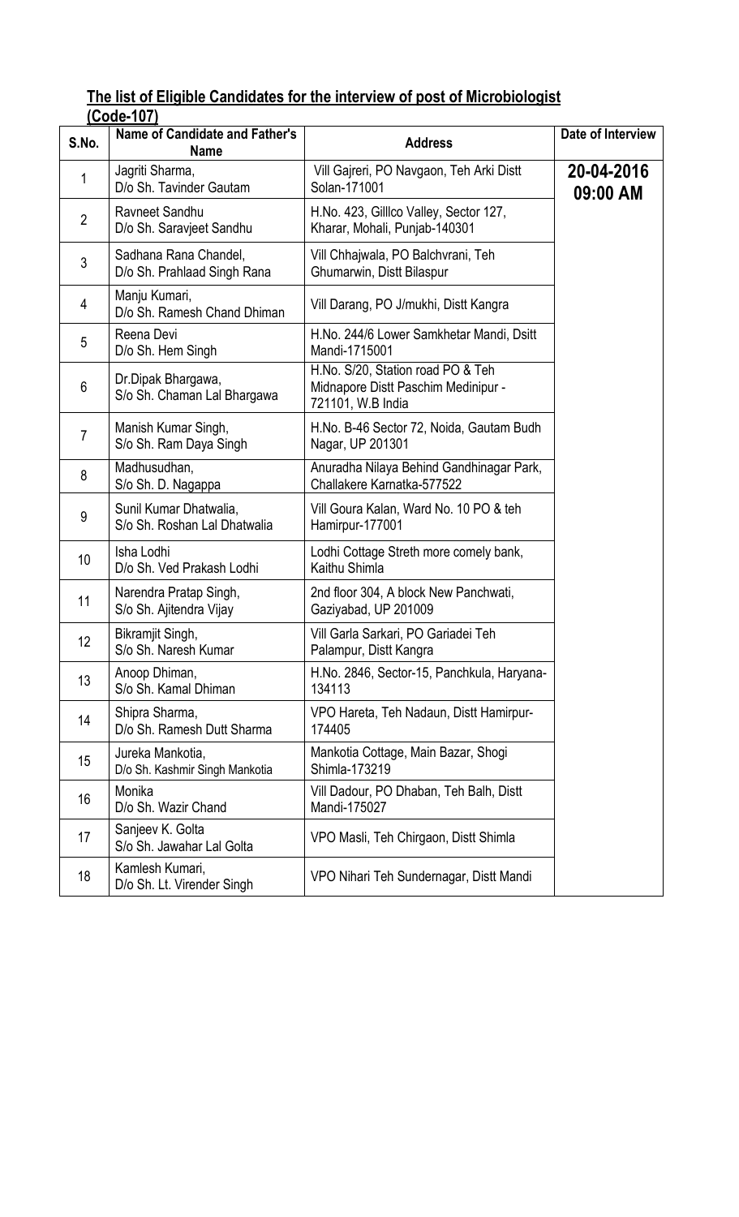**The list of Eligible Candidates for the interview of post of Microbiologist (Code-107)**

| S.No. | Name of Candidate and Father's Name | Address | Date of Interview |
|---|---|---|---|
| 1 | Jagriti Sharma, D/o Sh. Tavinder Gautam | Vill Gajreri, PO Navgaon, Teh Arki Distt Solan-171001 | **20-04-2016 09:00 AM** |
| 2 | Ravneet Sandhu D/o Sh. Saravjeet Sandhu | H.No. 423, Gilllco Valley, Sector 127, Kharar, Mohali, Punjab-140301 | |
| 3 | Sadhana Rana Chandel, D/o Sh. Prahlaad Singh Rana | Vill Chhajwala, PO Balchvrani, Teh Ghumarwin, Distt Bilaspur | |
| 4 | Manju Kumari, D/o Sh. Ramesh Chand Dhiman | Vill Darang, PO J/mukhi, Distt Kangra | |
| 5 | Reena Devi D/o Sh. Hem Singh | H.No. 244/6 Lower Samkhetar Mandi, Dsitt Mandi-1715001 | |
| 6 | Dr.Dipak Bhargawa, S/o Sh. Chaman Lal Bhargawa | H.No. S/20, Station road PO & Teh Midnapore Distt Paschim Medinipur - 721101, W.B India | |
| 7 | Manish Kumar Singh, S/o Sh. Ram Daya Singh | H.No. B-46 Sector 72, Noida, Gautam Budh Nagar, UP 201301 | |
| 8 | Madhusudhan, S/o Sh. D. Nagappa | Anuradha Nilaya Behind Gandhinagar Park, Challakere Karnatka-577522 | |
| 9 | Sunil Kumar Dhatwalia, S/o Sh. Roshan Lal Dhatwalia | Vill Goura Kalan, Ward No. 10 PO & teh Hamirpur-177001 | |
| 10 | Isha Lodhi D/o Sh. Ved Prakash Lodhi | Lodhi Cottage Streth more comely bank, Kaithu Shimla | |
| 11 | Narendra Pratap Singh, S/o Sh. Ajitendra Vijay | 2nd floor 304, A block New Panchwati, Gaziyabad, UP 201009 | |
| 12 | Bikramjit Singh, S/o Sh. Naresh Kumar | Vill Garla Sarkari, PO Gariadei Teh Palampur, Distt Kangra | |
| 13 | Anoop Dhiman, S/o Sh. Kamal Dhiman | H.No. 2846, Sector-15, Panchkula, Haryana-134113 | |
| 14 | Shipra Sharma, D/o Sh. Ramesh Dutt Sharma | VPO Hareta, Teh Nadaun, Distt Hamirpur-174405 | |
| 15 | Jureka Mankotia, D/o Sh. Kashmir Singh Mankotia | Mankotia Cottage, Main Bazar, Shogi Shimla-173219 | |
| 16 | Monika D/o Sh. Wazir Chand | Vill Dadour, PO Dhaban, Teh Balh, Distt Mandi-175027 | |
| 17 | Sanjeev K. Golta S/o Sh. Jawahar Lal Golta | VPO Masli, Teh Chirgaon, Distt Shimla | |
| 18 | Kamlesh Kumari, D/o Sh. Lt. Virender Singh | VPO Nihari Teh Sundernagar, Distt Mandi | |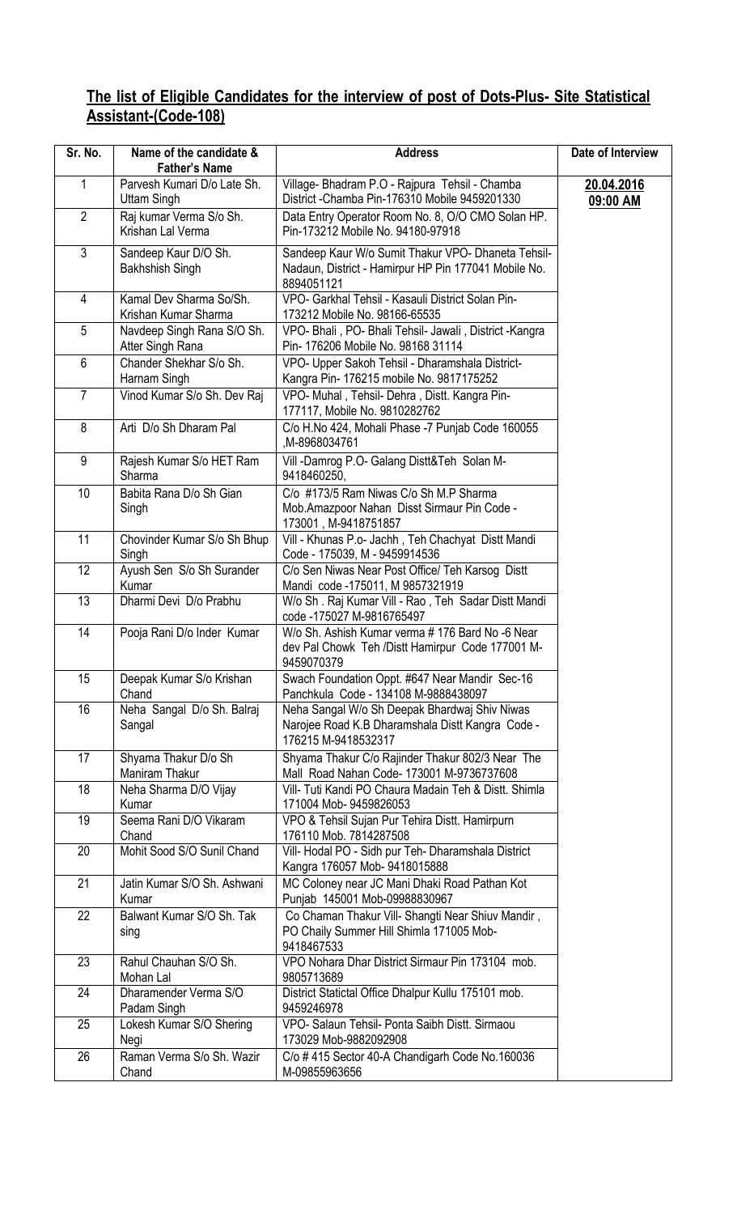## **The list of Eligible Candidates for the interview of post of Dots-Plus- Site Statistical Assistant-(Code-108)**

| Sr. No. | Name of the candidate & Father's Name | Address | Date of Interview |
|---|---|---|---|
| 1 | Parvesh Kumari D/o Late Sh. Uttam Singh | Village- Bhadram P.O - Rajpura Tehsil - Chamba District -Chamba Pin-176310 Mobile 9459201330 | **20.04.2016 09:00 AM** |
| 2 | Raj kumar Verma S/o Sh. Krishan Lal Verma | Data Entry Operator Room No. 8, O/O CMO Solan HP. Pin-173212 Mobile No. 94180-97918 | |
| 3 | Sandeep Kaur D/O Sh. Bakhshish Singh | Sandeep Kaur W/o Sumit Thakur VPO- Dhaneta Tehsil- Nadaun, District - Hamirpur HP Pin 177041 Mobile No. 8894051121 | |
| 4 | Kamal Dev Sharma So/Sh. Krishan Kumar Sharma | VPO- Garkhal Tehsil - Kasauli District Solan Pin- 173212 Mobile No. 98166-65535 | |
| 5 | Navdeep Singh Rana S/O Sh. Atter Singh Rana | VPO- Bhali , PO- Bhali Tehsil- Jawali , District -Kangra Pin- 176206 Mobile No. 98168 31114 | |
| 6 | Chander Shekhar S/o Sh. Harnam Singh | VPO- Upper Sakoh Tehsil - Dharamshala District- Kangra Pin- 176215 mobile No. 9817175252 | |
| 7 | Vinod Kumar S/o Sh. Dev Raj | VPO- Muhal , Tehsil- Dehra , Distt. Kangra Pin- 177117, Mobile No. 9810282762 | |
| 8 | Arti D/o Sh Dharam Pal | C/o H.No 424, Mohali Phase -7 Punjab Code 160055 ,M-8968034761 | |
| 9 | Rajesh Kumar S/o HET Ram Sharma | Vill -Damrog P.O- Galang Distt&Teh Solan M- 9418460250, | |
| 10 | Babita Rana D/o Sh Gian Singh | C/o #173/5 Ram Niwas C/o Sh M.P Sharma Mob.Amazpoor Nahan Disst Sirmaur Pin Code - 173001 , M-9418751857 | |
| 11 | Chovinder Kumar S/o Sh Bhup Singh | Vill - Khunas P.o- Jachh , Teh Chachyat Distt Mandi Code - 175039, M - 9459914536 | |
| 12 | Ayush Sen S/o Sh Surander Kumar | C/o Sen Niwas Near Post Office/ Teh Karsog Distt Mandi code -175011, M 9857321919 | |
| 13 | Dharmi Devi D/o Prabhu | W/o Sh . Raj Kumar Vill - Rao , Teh Sadar Distt Mandi code -175027 M-9816765497 | |
| 14 | Pooja Rani D/o Inder Kumar | W/o Sh. Ashish Kumar verma # 176 Bard No -6 Near dev Pal Chowk Teh /Distt Hamirpur Code 177001 M- 9459070379 | |
| 15 | Deepak Kumar S/o Krishan Chand | Swach Foundation Oppt. #647 Near Mandir Sec-16 Panchkula Code - 134108 M-9888438097 | |
| 16 | Neha Sangal D/o Sh. Balraj Sangal | Neha Sangal W/o Sh Deepak Bhardwaj Shiv Niwas Narojee Road K.B Dharamshala Distt Kangra Code - 176215 M-9418532317 | |
| 17 | Shyama Thakur D/o Sh Maniram Thakur | Shyama Thakur C/o Rajinder Thakur 802/3 Near The Mall Road Nahan Code- 173001 M-9736737608 | |
| 18 | Neha Sharma D/O Vijay Kumar | Vill- Tuti Kandi PO Chaura Madain Teh & Distt. Shimla 171004 Mob- 9459826053 | |
| 19 | Seema Rani D/O Vikaram Chand | VPO & Tehsil Sujan Pur Tehira Distt. Hamirpurn 176110 Mob. 7814287508 | |
| 20 | Mohit Sood S/O Sunil Chand | Vill- Hodal PO - Sidh pur Teh- Dharamshala District Kangra 176057 Mob- 9418015888 | |
| 21 | Jatin Kumar S/O Sh. Ashwani Kumar | MC Coloney near JC Mani Dhaki Road Pathan Kot Punjab 145001 Mob-09988830967 | |
| 22 | Balwant Kumar S/O Sh. Tak sing | Co Chaman Thakur Vill- Shangti Near Shiuv Mandir , PO Chaily Summer Hill Shimla 171005 Mob- 9418467533 | |
| 23 | Rahul Chauhan S/O Sh. Mohan Lal | VPO Nohara Dhar District Sirmaur Pin 173104 mob. 9805713689 | |
| 24 | Dharamender Verma S/O Padam Singh | District Statictal Office Dhalpur Kullu 175101 mob. 9459246978 | |
| 25 | Lokesh Kumar S/O Shering Negi | VPO- Salaun Tehsil- Ponta Saibh Distt. Sirmaou 173029 Mob-9882092908 | |
| 26 | Raman Verma S/o Sh. Wazir Chand | C/o # 415 Sector 40-A Chandigarh Code No.160036 M-09855963656 | |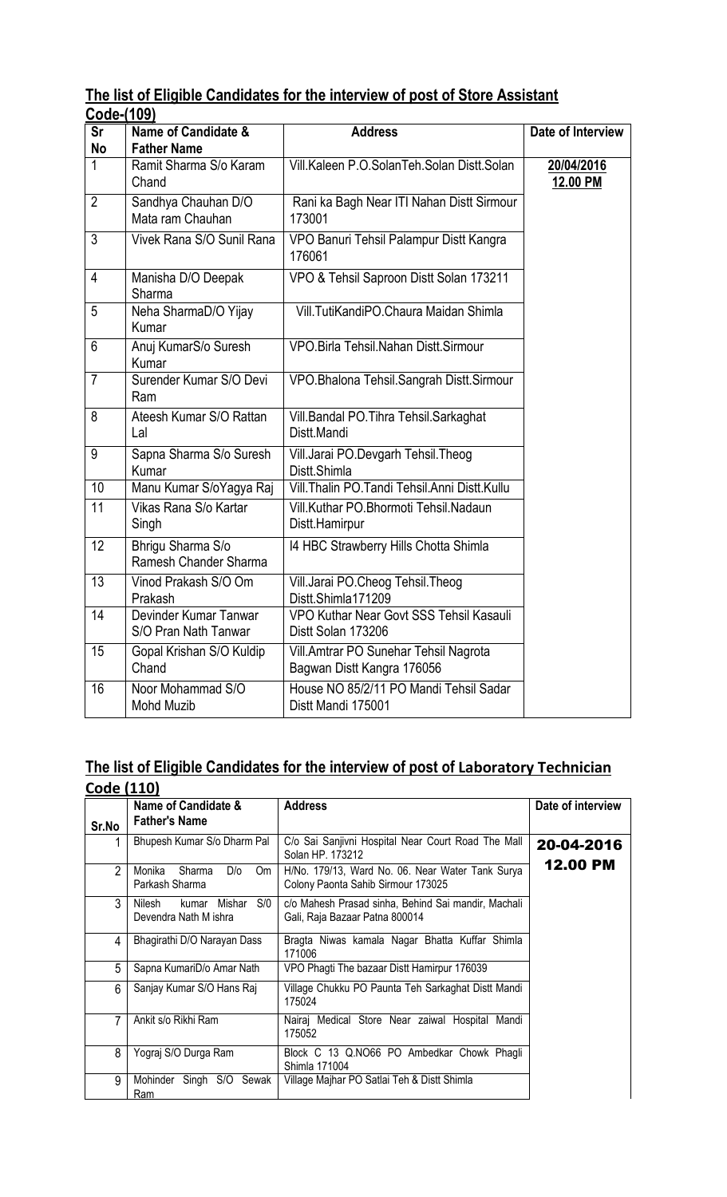## The list of Eligible Candidates for the interview of post of Store Assistant Code-(109)

| Sr No | Name of Candidate & Father Name | Address | Date of Interview |
|---|---|---|---|
| 1 | Ramit Sharma S/o Karam Chand | Vill.Kaleen P.O.SolanTeh.Solan Distt.Solan | **20/04/2016 12.00 PM** |
| 2 | Sandhya Chauhan D/O Mata ram Chauhan | Rani ka Bagh Near ITI Nahan Distt Sirmour 173001 | |
| 3 | Vivek Rana S/O Sunil Rana | VPO Banuri Tehsil Palampur Distt Kangra 176061 | |
| 4 | Manisha D/O Deepak Sharma | VPO & Tehsil Saproon Distt Solan 173211 | |
| 5 | Neha SharmaD/O Yijay Kumar | Vill.TutiKandiPO.Chaura Maidan Shimla | |
| 6 | Anuj KumarS/o Suresh Kumar | VPO.Birla Tehsil.Nahan Distt.Sirmour | |
| 7 | Surender Kumar S/O Devi Ram | VPO.Bhalona Tehsil.Sangrah Distt.Sirmour | |
| 8 | Ateesh Kumar S/O Rattan Lal | Vill.Bandal PO.Tihra Tehsil.Sarkaghat Distt.Mandi | |
| 9 | Sapna Sharma S/o Suresh Kumar | Vill.Jarai PO.Devgarh Tehsil.Theog Distt.Shimla | |
| 10 | Manu Kumar S/oYagya Raj | Vill.Thalin PO.Tandi Tehsil.Anni Distt.Kullu | |
| 11 | Vikas Rana S/o Kartar Singh | Vill.Kuthar PO.Bhormoti Tehsil.Nadaun Distt.Hamirpur | |
| 12 | Bhrigu Sharma S/o Ramesh Chander Sharma | I4 HBC Strawberry Hills Chotta Shimla | |
| 13 | Vinod Prakash S/O Om Prakash | Vill.Jarai PO.Cheog Tehsil.Theog Distt.Shimla171209 | |
| 14 | Devinder Kumar Tanwar S/O Pran Nath Tanwar | VPO Kuthar Near Govt SSS Tehsil Kasauli Distt Solan 173206 | |
| 15 | Gopal Krishan S/O Kuldip Chand | Vill.Amtrar PO Sunehar Tehsil Nagrota Bagwan Distt Kangra 176056 | |
| 16 | Noor Mohammad S/O Mohd Muzib | House NO 85/2/11 PO Mandi Tehsil Sadar Distt Mandi 175001 | |

## The list of Eligible Candidates for the interview of post of Laboratory Technician Code (110)

| Sr.No | Name of Candidate & Father's Name | Address | Date of interview |
|---|---|---|---|
| 1 | Bhupesh Kumar S/o Dharm Pal | C/o Sai Sanjivni Hospital Near Court Road The Mall Solan HP. 173212 | **20-04-2016 12.00 PM** |
| 2 | Monika Sharma D/o Om Parkash Sharma | H/No. 179/13, Ward No. 06. Near Water Tank Surya Colony Paonta Sahib Sirmour 173025 | |
| 3 | Nilesh kumar Mishar S/0 Devendra Nath M ishra | c/o Mahesh Prasad sinha, Behind Sai mandir, Machali Gali, Raja Bazaar Patna 800014 | |
| 4 | Bhagirathi D/O Narayan Dass | Bragta Niwas kamala Nagar Bhatta Kuffar Shimla 171006 | |
| 5 | Sapna KumariD/o Amar Nath | VPO Phagti The bazaar Distt Hamirpur 176039 | |
| 6 | Sanjay Kumar S/O Hans Raj | Village Chukku PO Paunta Teh Sarkaghat Distt Mandi 175024 | |
| 7 | Ankit s/o Rikhi Ram | Nairaj Medical Store Near zaiwal Hospital Mandi 175052 | |
| 8 | Yograj S/O Durga Ram | Block C 13 Q.NO66 PO Ambedkar Chowk Phagli Shimla 171004 | |
| 9 | Mohinder Singh S/O Sewak Ram | Village Majhar PO Satlai Teh & Distt Shimla | |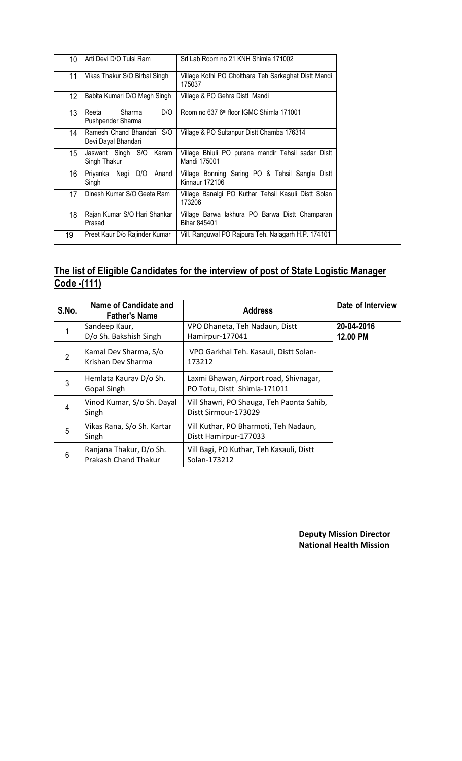| | | |
|---|---|---|
| 10 | Arti Devi D/O Tulsi Ram | Srl Lab Room no 21 KNH Shimla 171002 |
| 11 | Vikas Thakur S/O Birbal Singh | Village Kothi PO Cholthara Teh Sarkaghat Distt Mandi 175037 |
| 12 | Babita Kumari D/O Megh Singh | Village & PO Gehra Distt Mandi |
| 13 | Reeta Sharma D/O Pushpender Sharma | Room no 637 6th floor IGMC Shimla 171001 |
| 14 | Ramesh Chand Bhandari S/O Devi Dayal Bhandari | Village & PO Sultanpur Distt Chamba 176314 |
| 15 | Jaswant Singh S/O Karam Singh Thakur | Village Bhiuli PO purana mandir Tehsil sadar Distt Mandi 175001 |
| 16 | Priyanka Negi D/O Anand Singh | Village Bonning Saring PO & Tehsil Sangla Distt Kinnaur 172106 |
| 17 | Dinesh Kumar S/O Geeta Ram | Village Banalgi PO Kuthar Tehsil Kasuli Distt Solan 173206 |
| 18 | Rajan Kumar S/O Hari Shankar Prasad | Village Barwa lakhura PO Barwa Distt Champaran Bihar 845401 |
| 19 | Preet Kaur D/o Rajinder Kumar | Vill. Ranguwal PO Rajpura Teh. Nalagarh H.P. 174101 |

## The list of Eligible Candidates for the interview of post of State Logistic Manager Code -(111)

| S.No. | Name of Candidate and Father's Name | Address | Date of Interview |
|---|---|---|---|
| 1 | Sandeep Kaur, D/o Sh. Bakshish Singh | VPO Dhaneta, Teh Nadaun, Distt Hamirpur-177041 | **20-04-2016 12.00 PM** |
| 2 | Kamal Dev Sharma, S/o Krishan Dev Sharma | VPO Garkhal Teh. Kasauli, Distt Solan-173212 | |
| 3 | Hemlata Kaurav D/o Sh. Gopal Singh | Laxmi Bhawan, Airport road, Shivnagar, PO Totu, Distt Shimla-171011 | |
| 4 | Vinod Kumar, S/o Sh. Dayal Singh | Vill Shawri, PO Shauga, Teh Paonta Sahib, Distt Sirmour-173029 | |
| 5 | Vikas Rana, S/o Sh. Kartar Singh | Vill Kuthar, PO Bharmoti, Teh Nadaun, Distt Hamirpur-177033 | |
| 6 | Ranjana Thakur, D/o Sh. Prakash Chand Thakur | Vill Bagi, PO Kuthar, Teh Kasauli, Distt Solan-173212 | |

**Deputy Mission Director**
**National Health Mission**